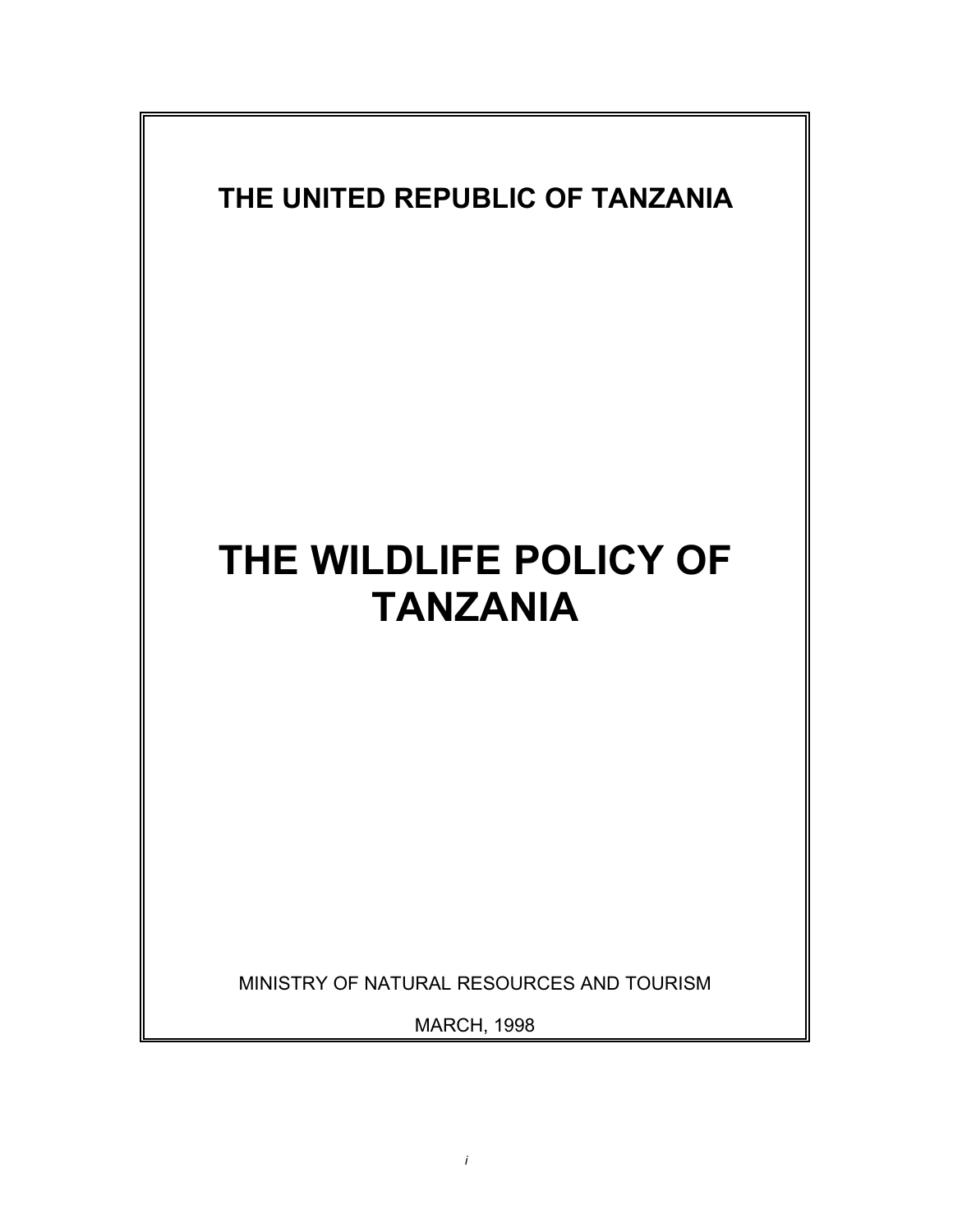**THE UNITED REPUBLIC OF TANZANIA**

# THE WILDLIFE POLICY OF TANZANIA

MINISTRY OF NATURAL RESOURCES AND TOURISM

MARCH, 1998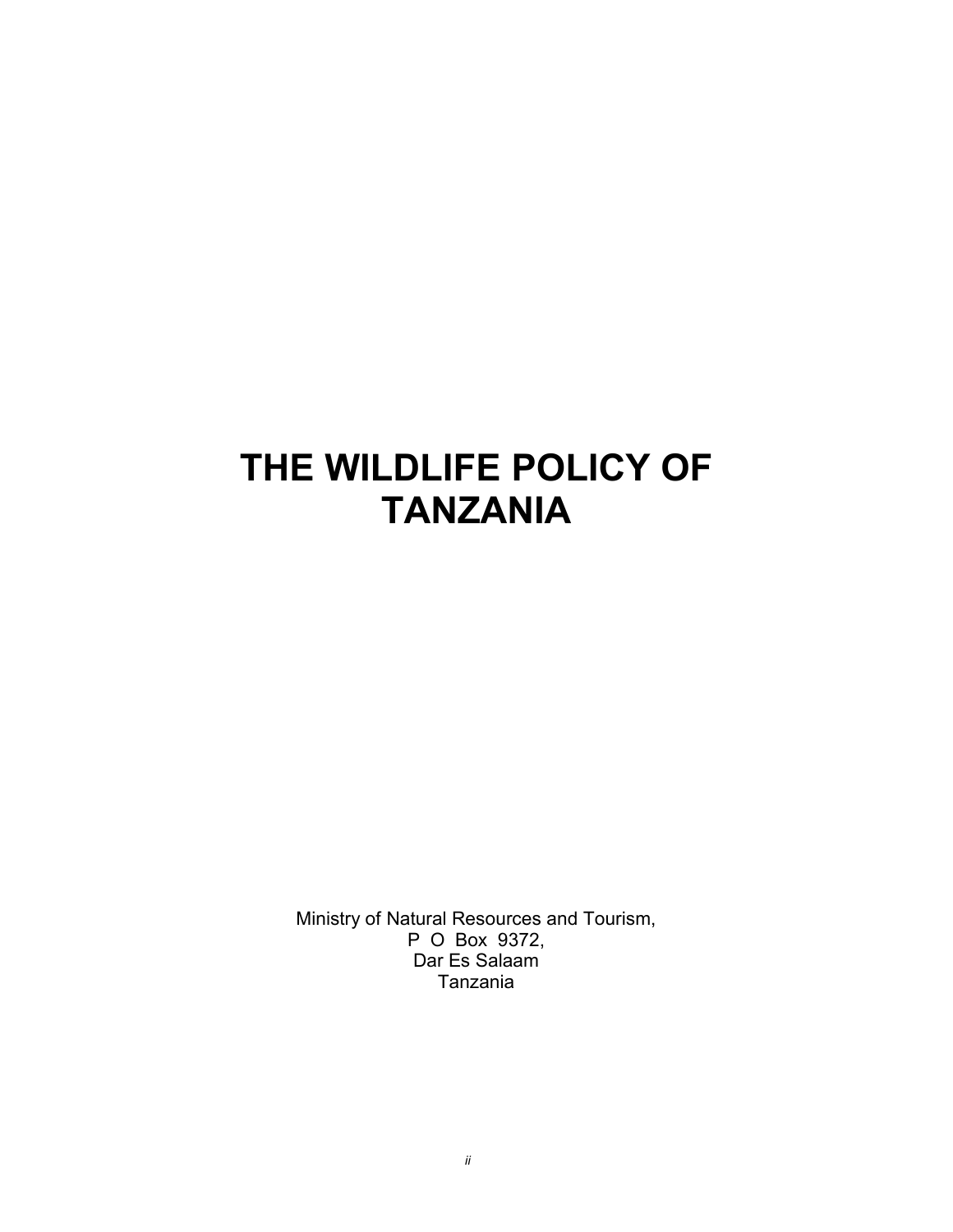# THE WILDLIFE POLICY OF TANZANIA

Ministry of Natural Resources and Tourism,
P O Box 9372,
Dar Es Salaam
Tanzania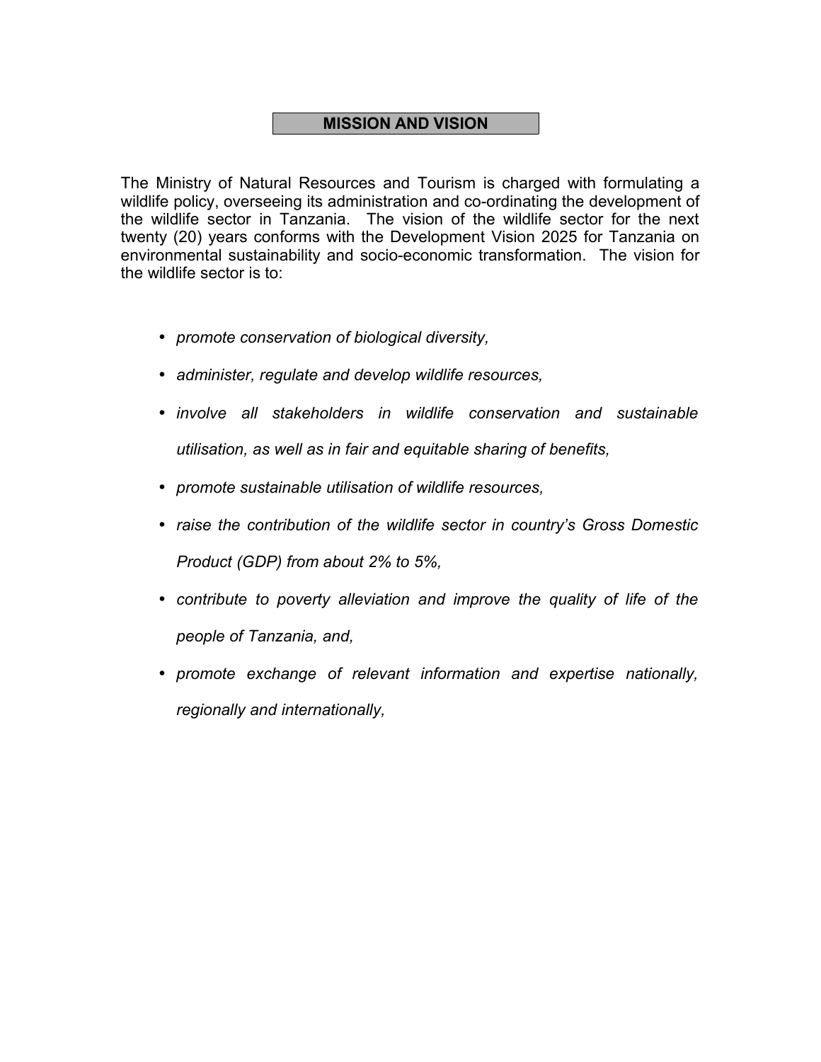## MISSION AND VISION

The Ministry of Natural Resources and Tourism is charged with formulating a wildlife policy, overseeing its administration and co-ordinating the development of the wildlife sector in Tanzania. The vision of the wildlife sector for the next twenty (20) years conforms with the Development Vision 2025 for Tanzania on environmental sustainability and socio-economic transformation. The vision for the wildlife sector is to:

- *promote conservation of biological diversity,*
- *administer, regulate and develop wildlife resources,*
- *involve all stakeholders in wildlife conservation and sustainable utilisation, as well as in fair and equitable sharing of benefits,*
- *promote sustainable utilisation of wildlife resources,*
- *raise the contribution of the wildlife sector in country's Gross Domestic Product (GDP) from about 2% to 5%,*
- *contribute to poverty alleviation and improve the quality of life of the people of Tanzania, and,*
- *promote exchange of relevant information and expertise nationally, regionally and internationally,*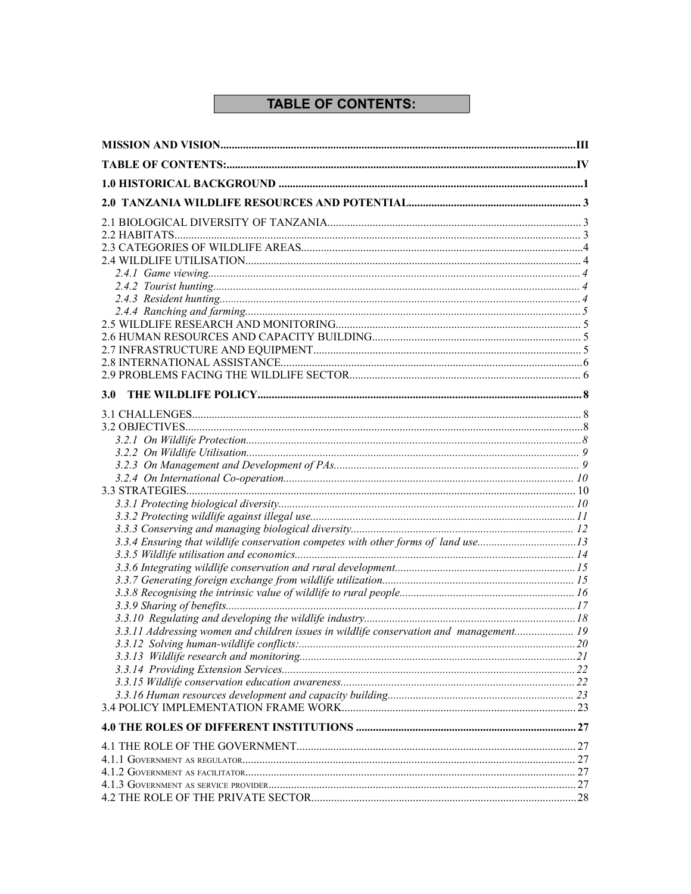# TABLE OF CONTENTS:

**MISSION AND VISION** ........ III

**TABLE OF CONTENTS:** ........ IV

**1.0 HISTORICAL BACKGROUND** ........ 1

**2.0 TANZANIA WILDLIFE RESOURCES AND POTENTIAL** ........ 3

2.1 BIOLOGICAL DIVERSITY OF TANZANIA ........ 3
2.2 HABITATS ........ 3
2.3 CATEGORIES OF WILDLIFE AREAS ........ 4
2.4 WILDLIFE UTILISATION ........ 4
*2.4.1 Game viewing* ........ 4
*2.4.2 Tourist hunting* ........ 4
*2.4.3 Resident hunting* ........ 4
*2.4.4 Ranching and farming* ........ 5
2.5 WILDLIFE RESEARCH AND MONITORING ........ 5
2.6 HUMAN RESOURCES AND CAPACITY BUILDING ........ 5
2.7 INFRASTRUCTURE AND EQUIPMENT ........ 5
2.8 INTERNATIONAL ASSISTANCE ........ 6
2.9 PROBLEMS FACING THE WILDLIFE SECTOR ........ 6

**3.0 THE WILDLIFE POLICY** ........ 8

3.1 CHALLENGES ........ 8
3.2 OBJECTIVES ........ 8
*3.2.1 On Wildlife Protection* ........ 8
*3.2.2 On Wildlife Utilisation* ........ 9
*3.2.3 On Management and Development of PAs* ........ 9
*3.2.4 On International Co-operation* ........ 10
3.3 STRATEGIES ........ 10
*3.3.1 Protecting biological diversity* ........ 10
*3.3.2 Protecting wildlife against illegal use* ........ 11
*3.3.3 Conserving and managing biological diversity* ........ 12
*3.3.4 Ensuring that wildlife conservation competes with other forms of land use* ........ 13
*3.3.5 Wildlife utilisation and economics* ........ 14
*3.3.6 Integrating wildlife conservation and rural development* ........ 15
*3.3.7 Generating foreign exchange from wildlife utilization* ........ 15
*3.3.8 Recognising the intrinsic value of wildlife to rural people* ........ 16
*3.3.9 Sharing of benefits* ........ 17
*3.3.10 Regulating and developing the wildlife industry* ........ 18
*3.3.11 Addressing women and children issues in wildlife conservation and management* ........ 19
*3.3.12 Solving human-wildlife conflicts:* ........ 20
*3.3.13 Wildlife research and monitoring* ........ 21
*3.3.14 Providing Extension Services* ........ 22
*3.3.15 Wildlife conservation education awareness* ........ 22
*3.3.16 Human resources development and capacity building* ........ 23
3.4 POLICY IMPLEMENTATION FRAME WORK ........ 23

**4.0 THE ROLES OF DIFFERENT INSTITUTIONS** ........ 27

4.1 THE ROLE OF THE GOVERNMENT ........ 27
4.1.1 GOVERNMENT AS REGULATOR ........ 27
4.1.2 GOVERNMENT AS FACILITATOR ........ 27
4.1.3 GOVERNMENT AS SERVICE PROVIDER ........ 27
4.2 THE ROLE OF THE PRIVATE SECTOR ........ 28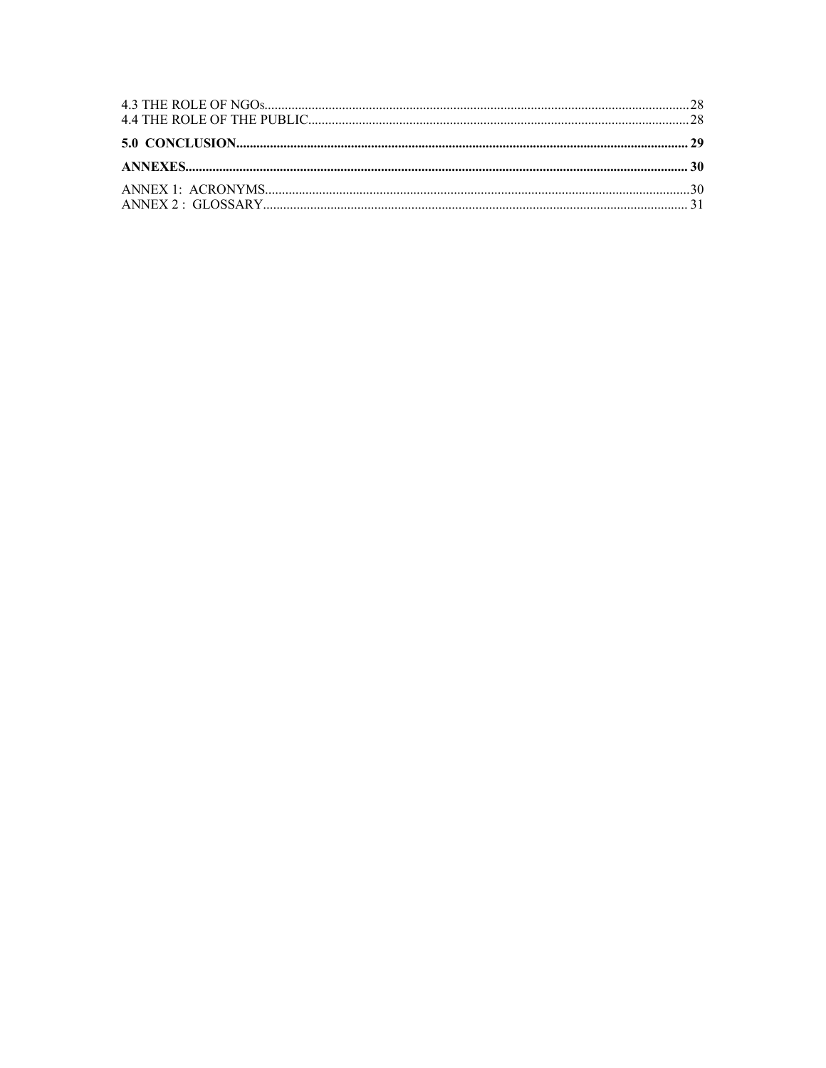4.3 THE ROLE OF NGOs......................................................................................................................28
4.4 THE ROLE OF THE PUBLIC..........................................................................................................28

**5.0 CONCLUSION........................................................................................................................29**

**ANNEXES..................................................................................................................................30**

ANNEX 1: ACRONYMS......................................................................................................................30
ANNEX 2 : GLOSSARY......................................................................................................................31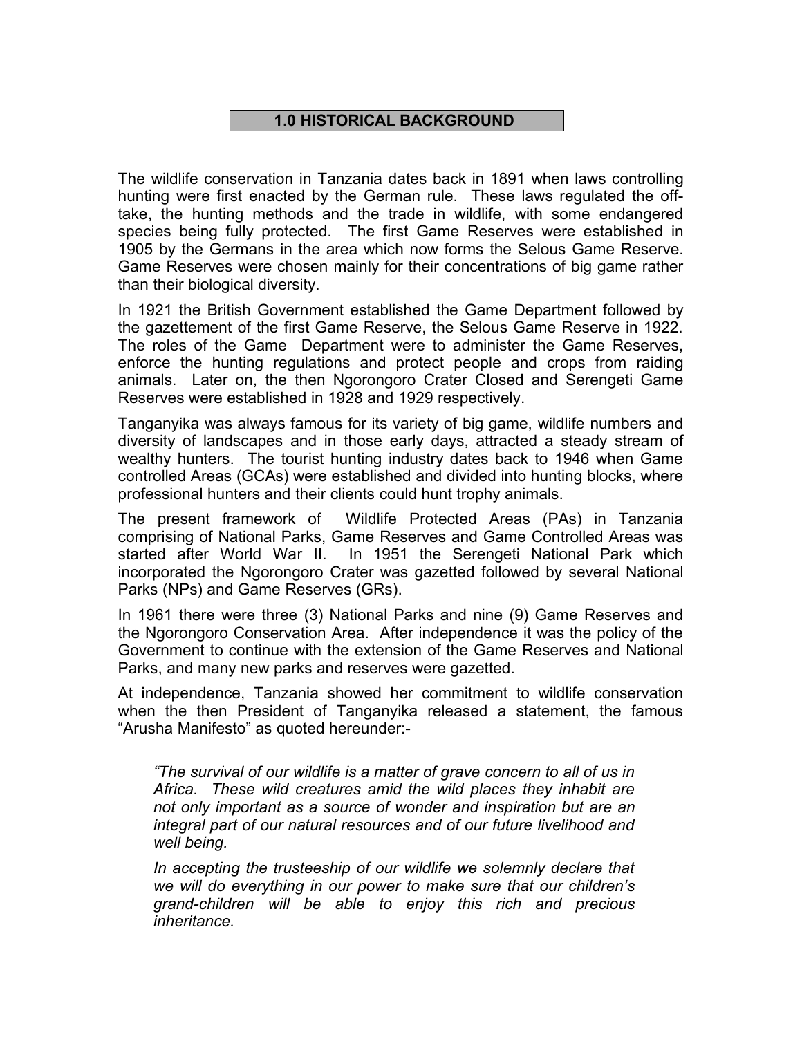# 1.0 HISTORICAL BACKGROUND

The wildlife conservation in Tanzania dates back in 1891 when laws controlling hunting were first enacted by the German rule. These laws regulated the off-take, the hunting methods and the trade in wildlife, with some endangered species being fully protected. The first Game Reserves were established in 1905 by the Germans in the area which now forms the Selous Game Reserve. Game Reserves were chosen mainly for their concentrations of big game rather than their biological diversity.

In 1921 the British Government established the Game Department followed by the gazettement of the first Game Reserve, the Selous Game Reserve in 1922. The roles of the Game Department were to administer the Game Reserves, enforce the hunting regulations and protect people and crops from raiding animals. Later on, the then Ngorongoro Crater Closed and Serengeti Game Reserves were established in 1928 and 1929 respectively.

Tanganyika was always famous for its variety of big game, wildlife numbers and diversity of landscapes and in those early days, attracted a steady stream of wealthy hunters. The tourist hunting industry dates back to 1946 when Game controlled Areas (GCAs) were established and divided into hunting blocks, where professional hunters and their clients could hunt trophy animals.

The present framework of Wildlife Protected Areas (PAs) in Tanzania comprising of National Parks, Game Reserves and Game Controlled Areas was started after World War II. In 1951 the Serengeti National Park which incorporated the Ngorongoro Crater was gazetted followed by several National Parks (NPs) and Game Reserves (GRs).

In 1961 there were three (3) National Parks and nine (9) Game Reserves and the Ngorongoro Conservation Area. After independence it was the policy of the Government to continue with the extension of the Game Reserves and National Parks, and many new parks and reserves were gazetted.

At independence, Tanzania showed her commitment to wildlife conservation when the then President of Tanganyika released a statement, the famous "Arusha Manifesto" as quoted hereunder:-

> *"The survival of our wildlife is a matter of grave concern to all of us in Africa. These wild creatures amid the wild places they inhabit are not only important as a source of wonder and inspiration but are an integral part of our natural resources and of our future livelihood and well being.*
>
> *In accepting the trusteeship of our wildlife we solemnly declare that we will do everything in our power to make sure that our children's grand-children will be able to enjoy this rich and precious inheritance.*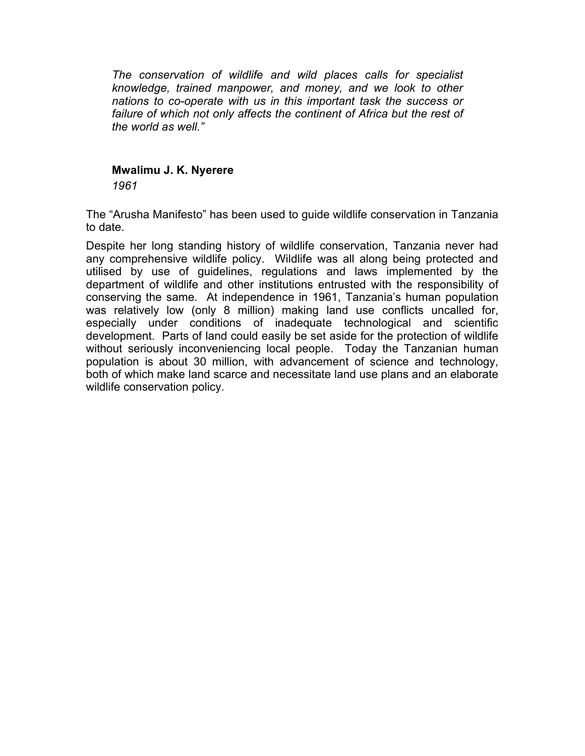*The conservation of wildlife and wild places calls for specialist knowledge, trained manpower, and money, and we look to other nations to co-operate with us in this important task the success or failure of which not only affects the continent of Africa but the rest of the world as well."*

**Mwalimu J. K. Nyerere**
*1961*

The "Arusha Manifesto" has been used to guide wildlife conservation in Tanzania to date.

Despite her long standing history of wildlife conservation, Tanzania never had any comprehensive wildlife policy. Wildlife was all along being protected and utilised by use of guidelines, regulations and laws implemented by the department of wildlife and other institutions entrusted with the responsibility of conserving the same. At independence in 1961, Tanzania's human population was relatively low (only 8 million) making land use conflicts uncalled for, especially under conditions of inadequate technological and scientific development. Parts of land could easily be set aside for the protection of wildlife without seriously inconveniencing local people. Today the Tanzanian human population is about 30 million, with advancement of science and technology, both of which make land scarce and necessitate land use plans and an elaborate wildlife conservation policy.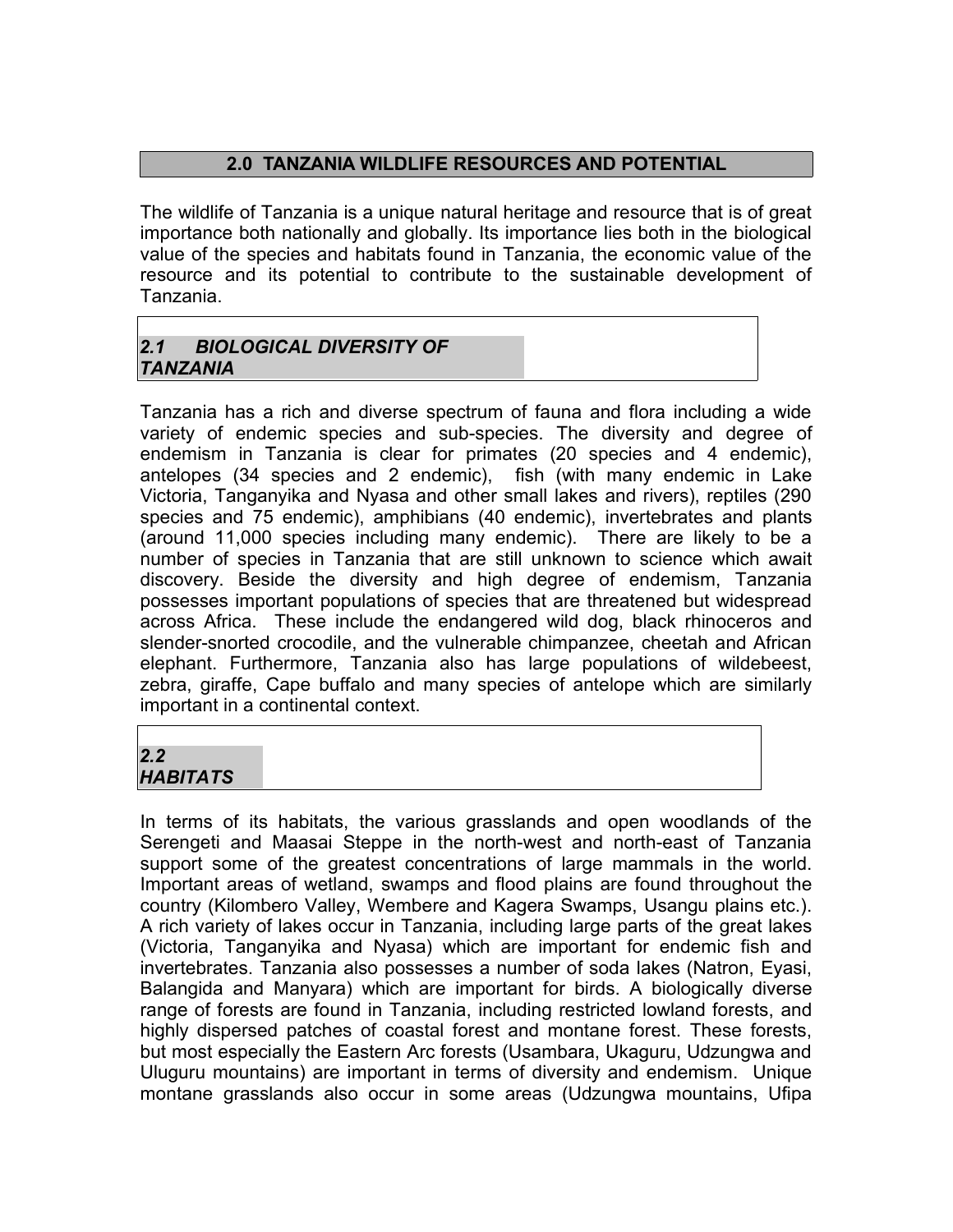## 2.0 TANZANIA WILDLIFE RESOURCES AND POTENTIAL

The wildlife of Tanzania is a unique natural heritage and resource that is of great importance both nationally and globally. Its importance lies both in the biological value of the species and habitats found in Tanzania, the economic value of the resource and its potential to contribute to the sustainable development of Tanzania.

### *2.1 BIOLOGICAL DIVERSITY OF TANZANIA*

Tanzania has a rich and diverse spectrum of fauna and flora including a wide variety of endemic species and sub-species. The diversity and degree of endemism in Tanzania is clear for primates (20 species and 4 endemic), antelopes (34 species and 2 endemic), fish (with many endemic in Lake Victoria, Tanganyika and Nyasa and other small lakes and rivers), reptiles (290 species and 75 endemic), amphibians (40 endemic), invertebrates and plants (around 11,000 species including many endemic). There are likely to be a number of species in Tanzania that are still unknown to science which await discovery. Beside the diversity and high degree of endemism, Tanzania possesses important populations of species that are threatened but widespread across Africa. These include the endangered wild dog, black rhinoceros and slender-snorted crocodile, and the vulnerable chimpanzee, cheetah and African elephant. Furthermore, Tanzania also has large populations of wildebeest, zebra, giraffe, Cape buffalo and many species of antelope which are similarly important in a continental context.

### *2.2 HABITATS*

In terms of its habitats, the various grasslands and open woodlands of the Serengeti and Maasai Steppe in the north-west and north-east of Tanzania support some of the greatest concentrations of large mammals in the world. Important areas of wetland, swamps and flood plains are found throughout the country (Kilombero Valley, Wembere and Kagera Swamps, Usangu plains etc.). A rich variety of lakes occur in Tanzania, including large parts of the great lakes (Victoria, Tanganyika and Nyasa) which are important for endemic fish and invertebrates. Tanzania also possesses a number of soda lakes (Natron, Eyasi, Balangida and Manyara) which are important for birds. A biologically diverse range of forests are found in Tanzania, including restricted lowland forests, and highly dispersed patches of coastal forest and montane forest. These forests, but most especially the Eastern Arc forests (Usambara, Ukaguru, Udzungwa and Uluguru mountains) are important in terms of diversity and endemism. Unique montane grasslands also occur in some areas (Udzungwa mountains, Ufipa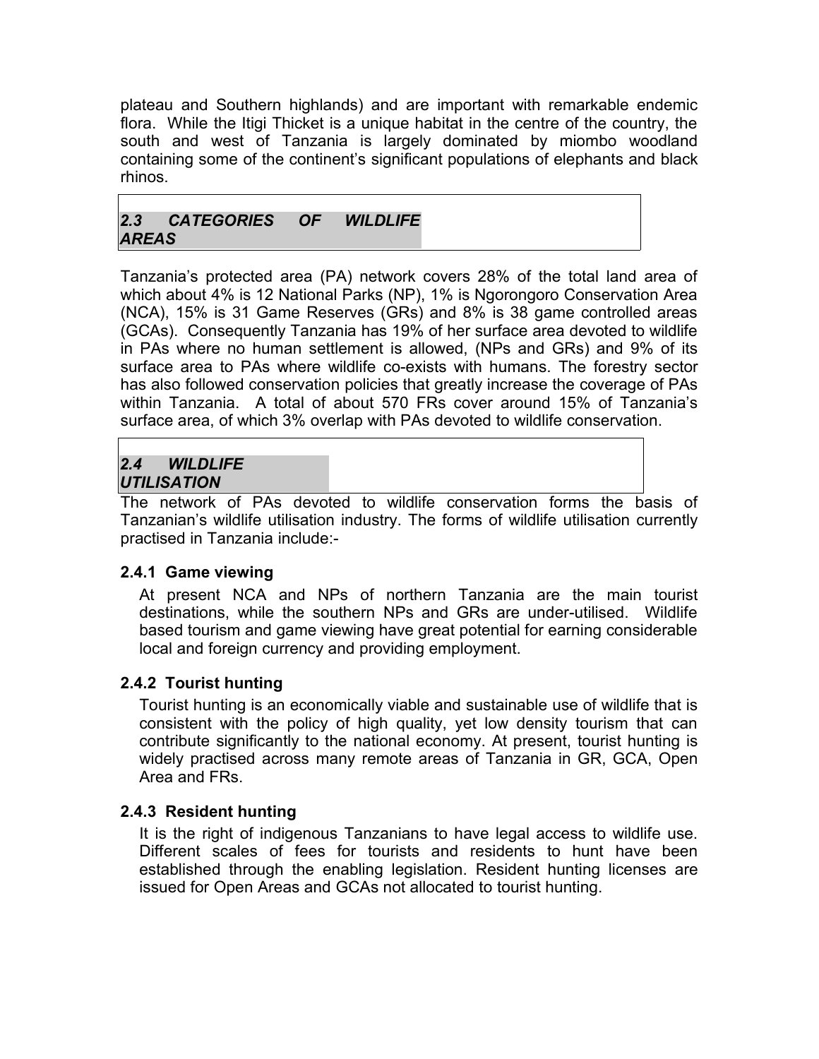plateau and Southern highlands) and are important with remarkable endemic flora. While the Itigi Thicket is a unique habitat in the centre of the country, the south and west of Tanzania is largely dominated by miombo woodland containing some of the continent's significant populations of elephants and black rhinos.

## *2.3 CATEGORIES OF WILDLIFE AREAS*

Tanzania's protected area (PA) network covers 28% of the total land area of which about 4% is 12 National Parks (NP), 1% is Ngorongoro Conservation Area (NCA), 15% is 31 Game Reserves (GRs) and 8% is 38 game controlled areas (GCAs). Consequently Tanzania has 19% of her surface area devoted to wildlife in PAs where no human settlement is allowed, (NPs and GRs) and 9% of its surface area to PAs where wildlife co-exists with humans. The forestry sector has also followed conservation policies that greatly increase the coverage of PAs within Tanzania. A total of about 570 FRs cover around 15% of Tanzania's surface area, of which 3% overlap with PAs devoted to wildlife conservation.

## *2.4 WILDLIFE UTILISATION*

The network of PAs devoted to wildlife conservation forms the basis of Tanzanian's wildlife utilisation industry. The forms of wildlife utilisation currently practised in Tanzania include:-

### 2.4.1 Game viewing

At present NCA and NPs of northern Tanzania are the main tourist destinations, while the southern NPs and GRs are under-utilised. Wildlife based tourism and game viewing have great potential for earning considerable local and foreign currency and providing employment.

### 2.4.2 Tourist hunting

Tourist hunting is an economically viable and sustainable use of wildlife that is consistent with the policy of high quality, yet low density tourism that can contribute significantly to the national economy. At present, tourist hunting is widely practised across many remote areas of Tanzania in GR, GCA, Open Area and FRs.

### 2.4.3 Resident hunting

It is the right of indigenous Tanzanians to have legal access to wildlife use. Different scales of fees for tourists and residents to hunt have been established through the enabling legislation. Resident hunting licenses are issued for Open Areas and GCAs not allocated to tourist hunting.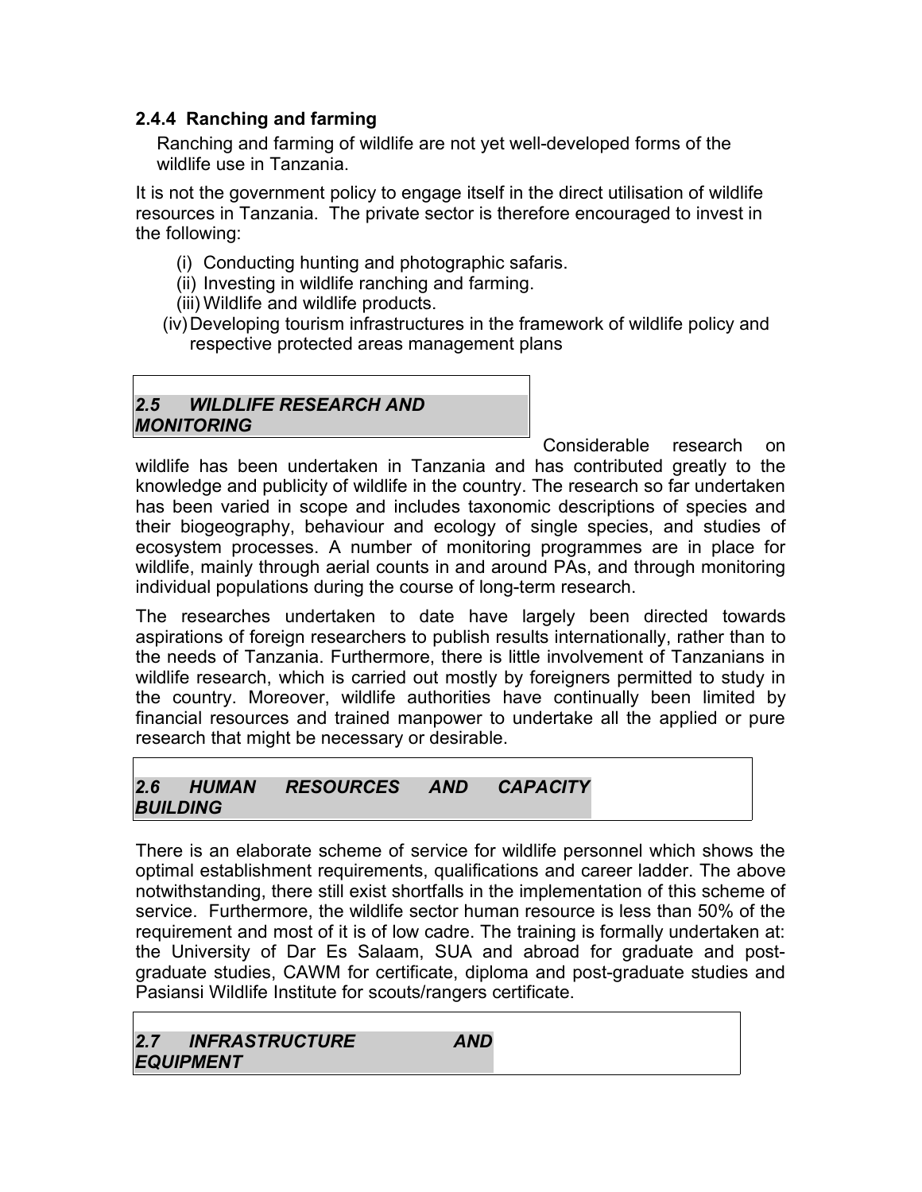### 2.4.4 Ranching and farming

Ranching and farming of wildlife are not yet well-developed forms of the wildlife use in Tanzania.

It is not the government policy to engage itself in the direct utilisation of wildlife resources in Tanzania. The private sector is therefore encouraged to invest in the following:

(i) Conducting hunting and photographic safaris.
(ii) Investing in wildlife ranching and farming.
(iii) Wildlife and wildlife products.
(iv) Developing tourism infrastructures in the framework of wildlife policy and respective protected areas management plans

## *2.5 WILDLIFE RESEARCH AND MONITORING*

Considerable research on wildlife has been undertaken in Tanzania and has contributed greatly to the knowledge and publicity of wildlife in the country. The research so far undertaken has been varied in scope and includes taxonomic descriptions of species and their biogeography, behaviour and ecology of single species, and studies of ecosystem processes. A number of monitoring programmes are in place for wildlife, mainly through aerial counts in and around PAs, and through monitoring individual populations during the course of long-term research.

The researches undertaken to date have largely been directed towards aspirations of foreign researchers to publish results internationally, rather than to the needs of Tanzania. Furthermore, there is little involvement of Tanzanians in wildlife research, which is carried out mostly by foreigners permitted to study in the country. Moreover, wildlife authorities have continually been limited by financial resources and trained manpower to undertake all the applied or pure research that might be necessary or desirable.

## *2.6 HUMAN RESOURCES AND CAPACITY BUILDING*

There is an elaborate scheme of service for wildlife personnel which shows the optimal establishment requirements, qualifications and career ladder. The above notwithstanding, there still exist shortfalls in the implementation of this scheme of service. Furthermore, the wildlife sector human resource is less than 50% of the requirement and most of it is of low cadre. The training is formally undertaken at: the University of Dar Es Salaam, SUA and abroad for graduate and post-graduate studies, CAWM for certificate, diploma and post-graduate studies and Pasiansi Wildlife Institute for scouts/rangers certificate.

## *2.7 INFRASTRUCTURE AND EQUIPMENT*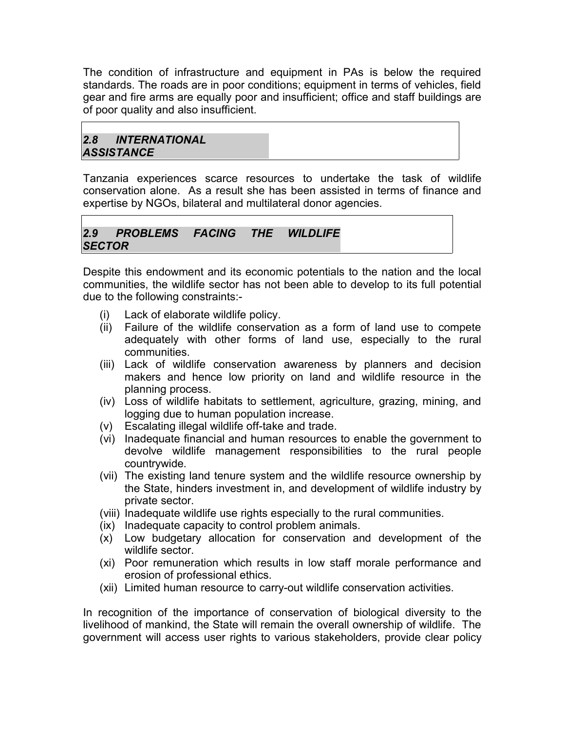The condition of infrastructure and equipment in PAs is below the required standards. The roads are in poor conditions; equipment in terms of vehicles, field gear and fire arms are equally poor and insufficient; office and staff buildings are of poor quality and also insufficient.

### *2.8 INTERNATIONAL ASSISTANCE*

Tanzania experiences scarce resources to undertake the task of wildlife conservation alone. As a result she has been assisted in terms of finance and expertise by NGOs, bilateral and multilateral donor agencies.

### *2.9 PROBLEMS FACING THE WILDLIFE SECTOR*

Despite this endowment and its economic potentials to the nation and the local communities, the wildlife sector has not been able to develop to its full potential due to the following constraints:-

(i) Lack of elaborate wildlife policy.
(ii) Failure of the wildlife conservation as a form of land use to compete adequately with other forms of land use, especially to the rural communities.
(iii) Lack of wildlife conservation awareness by planners and decision makers and hence low priority on land and wildlife resource in the planning process.
(iv) Loss of wildlife habitats to settlement, agriculture, grazing, mining, and logging due to human population increase.
(v) Escalating illegal wildlife off-take and trade.
(vi) Inadequate financial and human resources to enable the government to devolve wildlife management responsibilities to the rural people countrywide.
(vii) The existing land tenure system and the wildlife resource ownership by the State, hinders investment in, and development of wildlife industry by private sector.
(viii) Inadequate wildlife use rights especially to the rural communities.
(ix) Inadequate capacity to control problem animals.
(x) Low budgetary allocation for conservation and development of the wildlife sector.
(xi) Poor remuneration which results in low staff morale performance and erosion of professional ethics.
(xii) Limited human resource to carry-out wildlife conservation activities.

In recognition of the importance of conservation of biological diversity to the livelihood of mankind, the State will remain the overall ownership of wildlife. The government will access user rights to various stakeholders, provide clear policy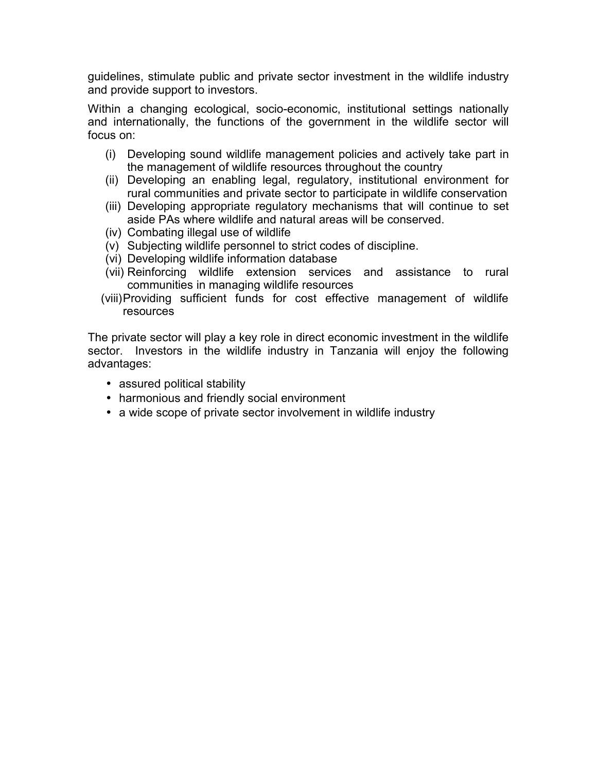guidelines, stimulate public and private sector investment in the wildlife industry and provide support to investors.

Within a changing ecological, socio-economic, institutional settings nationally and internationally, the functions of the government in the wildlife sector will focus on:

(i) Developing sound wildlife management policies and actively take part in the management of wildlife resources throughout the country
(ii) Developing an enabling legal, regulatory, institutional environment for rural communities and private sector to participate in wildlife conservation
(iii) Developing appropriate regulatory mechanisms that will continue to set aside PAs where wildlife and natural areas will be conserved.
(iv) Combating illegal use of wildlife
(v) Subjecting wildlife personnel to strict codes of discipline.
(vi) Developing wildlife information database
(vii) Reinforcing wildlife extension services and assistance to rural communities in managing wildlife resources
(viii) Providing sufficient funds for cost effective management of wildlife resources

The private sector will play a key role in direct economic investment in the wildlife sector. Investors in the wildlife industry in Tanzania will enjoy the following advantages:

- assured political stability
- harmonious and friendly social environment
- a wide scope of private sector involvement in wildlife industry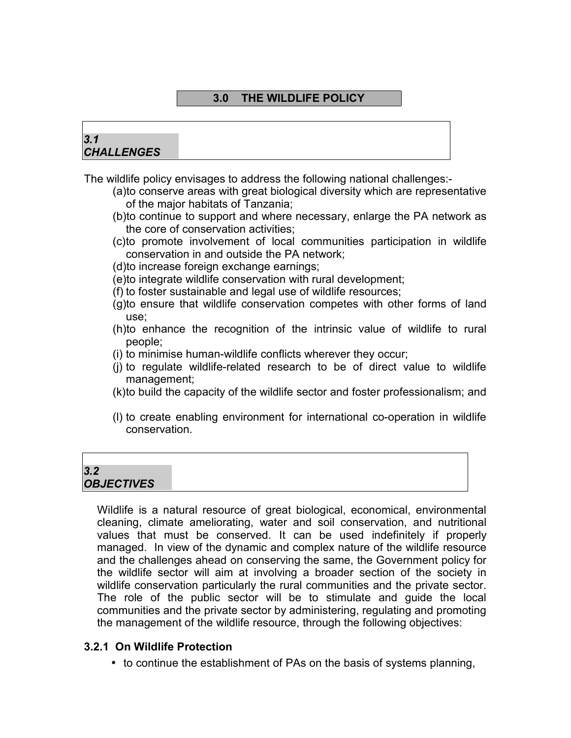# 3.0 THE WILDLIFE POLICY

## *3.1 CHALLENGES*

The wildlife policy envisages to address the following national challenges:-

(a) to conserve areas with great biological diversity which are representative of the major habitats of Tanzania;

(b) to continue to support and where necessary, enlarge the PA network as the core of conservation activities;

(c) to promote involvement of local communities participation in wildlife conservation in and outside the PA network;

(d) to increase foreign exchange earnings;

(e) to integrate wildlife conservation with rural development;

(f) to foster sustainable and legal use of wildlife resources;

(g) to ensure that wildlife conservation competes with other forms of land use;

(h) to enhance the recognition of the intrinsic value of wildlife to rural people;

(i) to minimise human-wildlife conflicts wherever they occur;

(j) to regulate wildlife-related research to be of direct value to wildlife management;

(k) to build the capacity of the wildlife sector and foster professionalism; and

(l) to create enabling environment for international co-operation in wildlife conservation.

## *3.2 OBJECTIVES*

Wildlife is a natural resource of great biological, economical, environmental cleaning, climate ameliorating, water and soil conservation, and nutritional values that must be conserved. It can be used indefinitely if properly managed. In view of the dynamic and complex nature of the wildlife resource and the challenges ahead on conserving the same, the Government policy for the wildlife sector will aim at involving a broader section of the society in wildlife conservation particularly the rural communities and the private sector. The role of the public sector will be to stimulate and guide the local communities and the private sector by administering, regulating and promoting the management of the wildlife resource, through the following objectives:

### 3.2.1 On Wildlife Protection

- to continue the establishment of PAs on the basis of systems planning,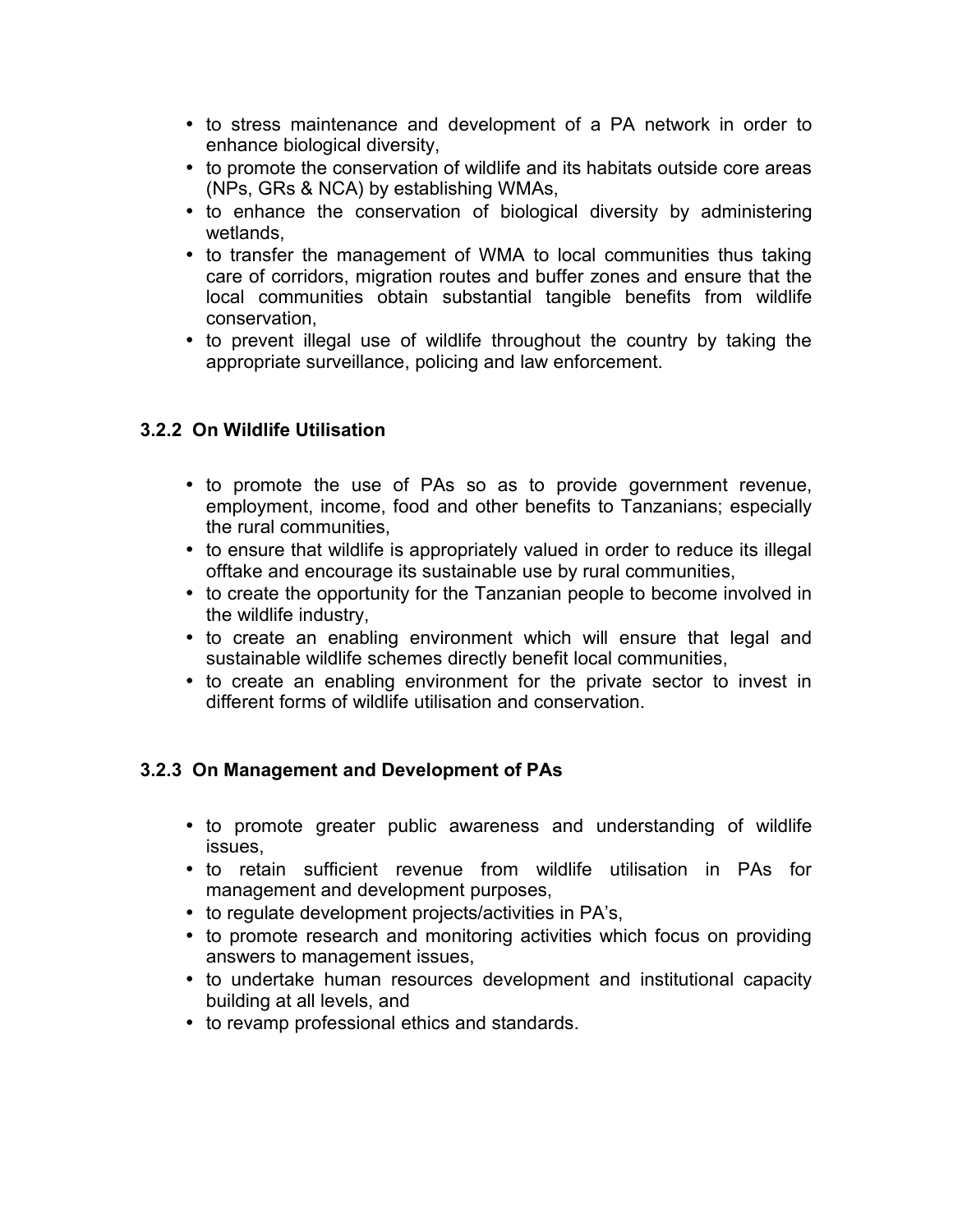- to stress maintenance and development of a PA network in order to enhance biological diversity,
- to promote the conservation of wildlife and its habitats outside core areas (NPs, GRs & NCA) by establishing WMAs,
- to enhance the conservation of biological diversity by administering wetlands,
- to transfer the management of WMA to local communities thus taking care of corridors, migration routes and buffer zones and ensure that the local communities obtain substantial tangible benefits from wildlife conservation,
- to prevent illegal use of wildlife throughout the country by taking the appropriate surveillance, policing and law enforcement.

### 3.2.2 On Wildlife Utilisation

- to promote the use of PAs so as to provide government revenue, employment, income, food and other benefits to Tanzanians; especially the rural communities,
- to ensure that wildlife is appropriately valued in order to reduce its illegal offtake and encourage its sustainable use by rural communities,
- to create the opportunity for the Tanzanian people to become involved in the wildlife industry,
- to create an enabling environment which will ensure that legal and sustainable wildlife schemes directly benefit local communities,
- to create an enabling environment for the private sector to invest in different forms of wildlife utilisation and conservation.

### 3.2.3 On Management and Development of PAs

- to promote greater public awareness and understanding of wildlife issues,
- to retain sufficient revenue from wildlife utilisation in PAs for management and development purposes,
- to regulate development projects/activities in PA's,
- to promote research and monitoring activities which focus on providing answers to management issues,
- to undertake human resources development and institutional capacity building at all levels, and
- to revamp professional ethics and standards.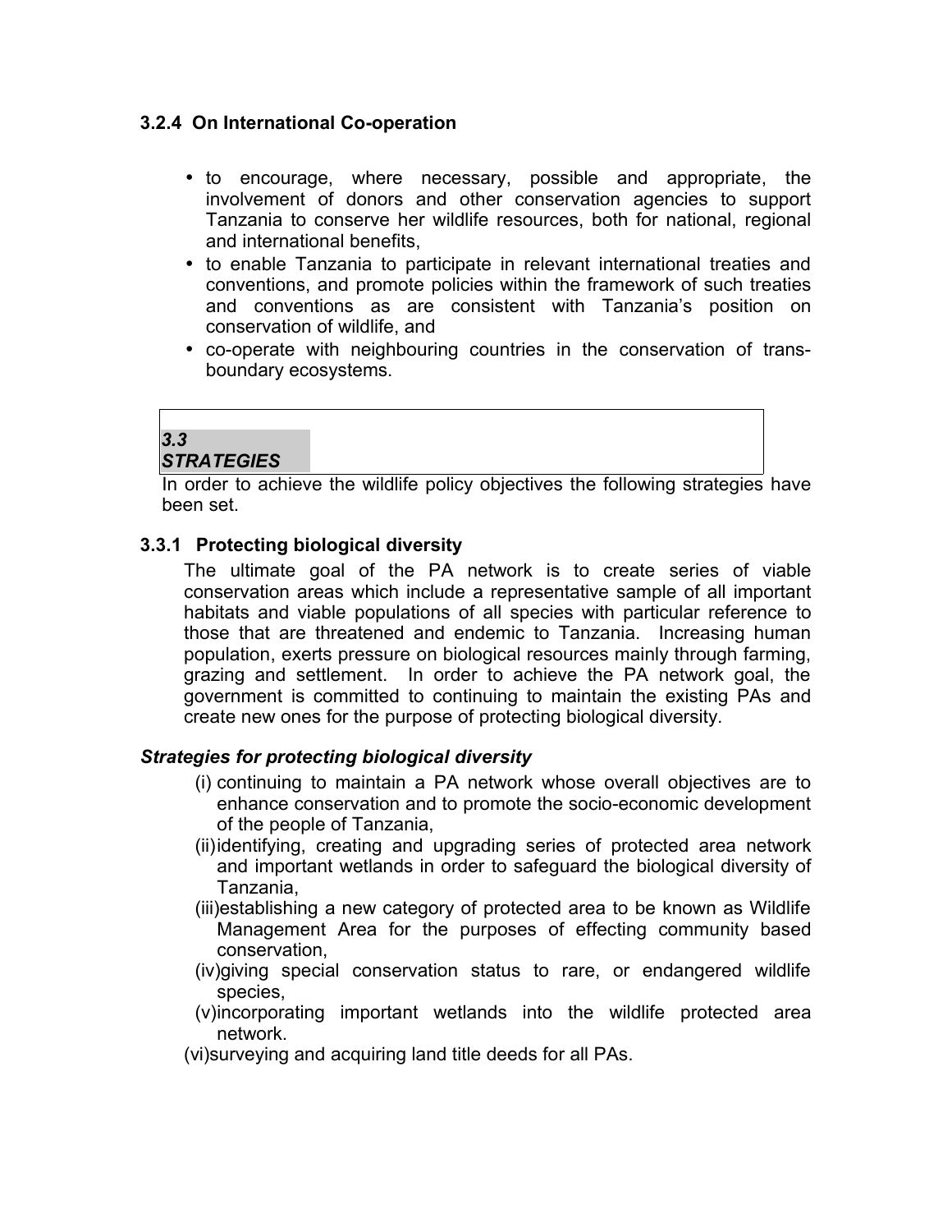### 3.2.4 On International Co-operation

- to encourage, where necessary, possible and appropriate, the involvement of donors and other conservation agencies to support Tanzania to conserve her wildlife resources, both for national, regional and international benefits,
- to enable Tanzania to participate in relevant international treaties and conventions, and promote policies within the framework of such treaties and conventions as are consistent with Tanzania's position on conservation of wildlife, and
- co-operate with neighbouring countries in the conservation of trans-boundary ecosystems.

## *3.3 STRATEGIES*

In order to achieve the wildlife policy objectives the following strategies have been set.

### 3.3.1 Protecting biological diversity

The ultimate goal of the PA network is to create series of viable conservation areas which include a representative sample of all important habitats and viable populations of all species with particular reference to those that are threatened and endemic to Tanzania. Increasing human population, exerts pressure on biological resources mainly through farming, grazing and settlement. In order to achieve the PA network goal, the government is committed to continuing to maintain the existing PAs and create new ones for the purpose of protecting biological diversity.

***Strategies for protecting biological diversity***

(i) continuing to maintain a PA network whose overall objectives are to enhance conservation and to promote the socio-economic development of the people of Tanzania,

(ii) identifying, creating and upgrading series of protected area network and important wetlands in order to safeguard the biological diversity of Tanzania,

(iii) establishing a new category of protected area to be known as Wildlife Management Area for the purposes of effecting community based conservation,

(iv) giving special conservation status to rare, or endangered wildlife species,

(v) incorporating important wetlands into the wildlife protected area network.

(vi) surveying and acquiring land title deeds for all PAs.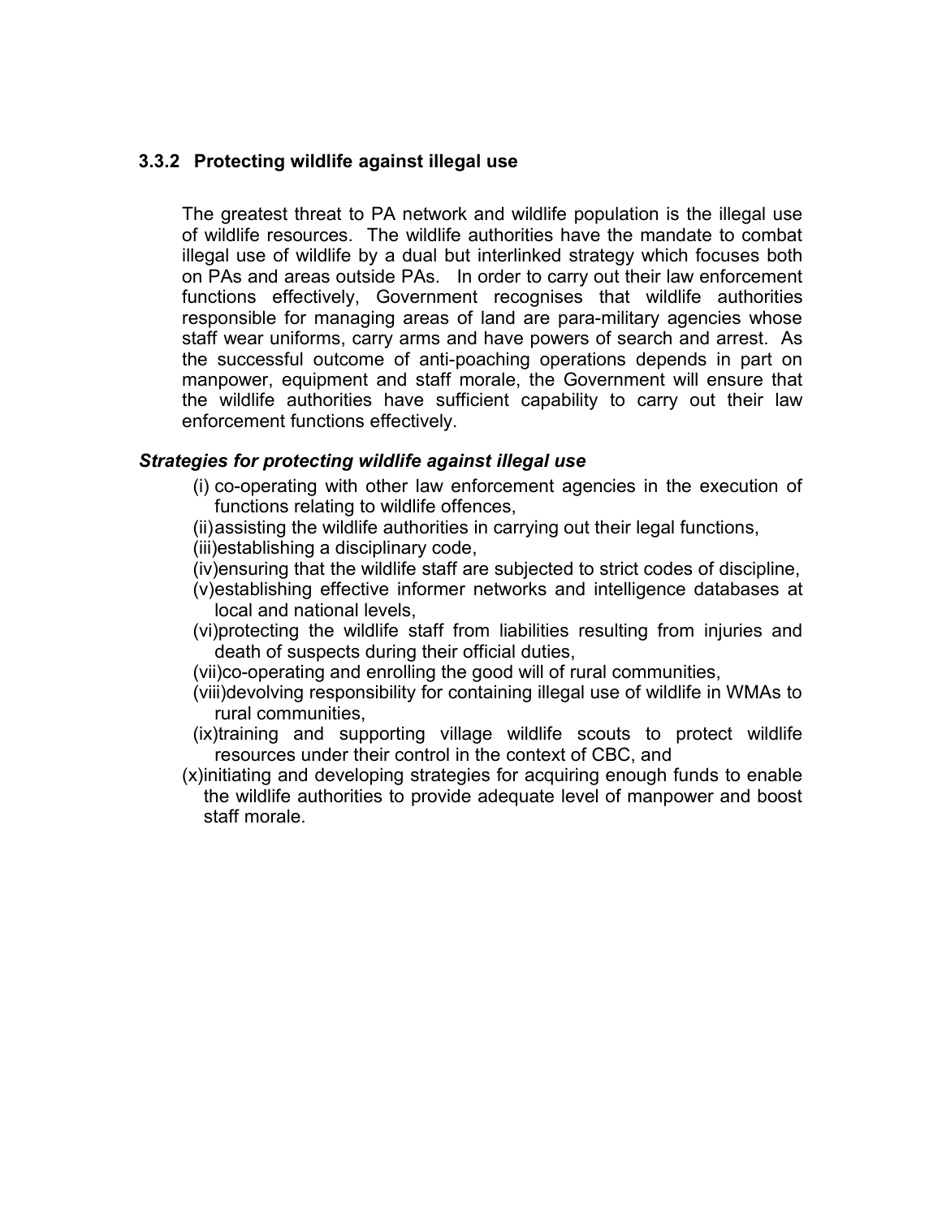### 3.3.2 Protecting wildlife against illegal use

The greatest threat to PA network and wildlife population is the illegal use of wildlife resources. The wildlife authorities have the mandate to combat illegal use of wildlife by a dual but interlinked strategy which focuses both on PAs and areas outside PAs. In order to carry out their law enforcement functions effectively, Government recognises that wildlife authorities responsible for managing areas of land are para-military agencies whose staff wear uniforms, carry arms and have powers of search and arrest. As the successful outcome of anti-poaching operations depends in part on manpower, equipment and staff morale, the Government will ensure that the wildlife authorities have sufficient capability to carry out their law enforcement functions effectively.

***Strategies for protecting wildlife against illegal use***

(i) co-operating with other law enforcement agencies in the execution of functions relating to wildlife offences,
(ii) assisting the wildlife authorities in carrying out their legal functions,
(iii) establishing a disciplinary code,
(iv) ensuring that the wildlife staff are subjected to strict codes of discipline,
(v) establishing effective informer networks and intelligence databases at local and national levels,
(vi) protecting the wildlife staff from liabilities resulting from injuries and death of suspects during their official duties,
(vii) co-operating and enrolling the good will of rural communities,
(viii) devolving responsibility for containing illegal use of wildlife in WMAs to rural communities,
(ix) training and supporting village wildlife scouts to protect wildlife resources under their control in the context of CBC, and
(x) initiating and developing strategies for acquiring enough funds to enable the wildlife authorities to provide adequate level of manpower and boost staff morale.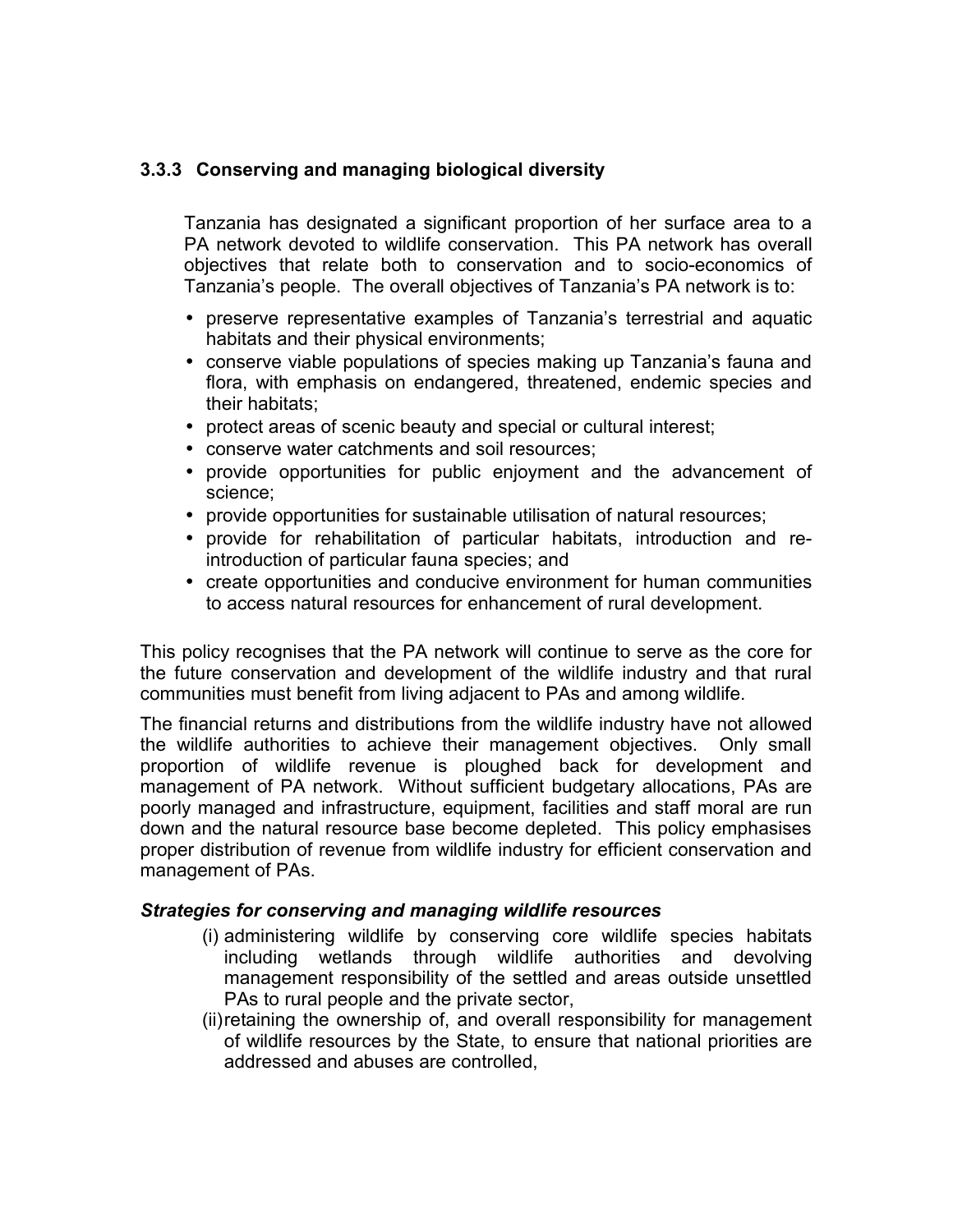### 3.3.3 Conserving and managing biological diversity

Tanzania has designated a significant proportion of her surface area to a PA network devoted to wildlife conservation. This PA network has overall objectives that relate both to conservation and to socio-economics of Tanzania's people. The overall objectives of Tanzania's PA network is to:

- preserve representative examples of Tanzania's terrestrial and aquatic habitats and their physical environments;
- conserve viable populations of species making up Tanzania's fauna and flora, with emphasis on endangered, threatened, endemic species and their habitats;
- protect areas of scenic beauty and special or cultural interest;
- conserve water catchments and soil resources;
- provide opportunities for public enjoyment and the advancement of science;
- provide opportunities for sustainable utilisation of natural resources;
- provide for rehabilitation of particular habitats, introduction and re-introduction of particular fauna species; and
- create opportunities and conducive environment for human communities to access natural resources for enhancement of rural development.

This policy recognises that the PA network will continue to serve as the core for the future conservation and development of the wildlife industry and that rural communities must benefit from living adjacent to PAs and among wildlife.

The financial returns and distributions from the wildlife industry have not allowed the wildlife authorities to achieve their management objectives. Only small proportion of wildlife revenue is ploughed back for development and management of PA network. Without sufficient budgetary allocations, PAs are poorly managed and infrastructure, equipment, facilities and staff moral are run down and the natural resource base become depleted. This policy emphasises proper distribution of revenue from wildlife industry for efficient conservation and management of PAs.

***Strategies for conserving and managing wildlife resources***

(i) administering wildlife by conserving core wildlife species habitats including wetlands through wildlife authorities and devolving management responsibility of the settled and areas outside unsettled PAs to rural people and the private sector,

(ii) retaining the ownership of, and overall responsibility for management of wildlife resources by the State, to ensure that national priorities are addressed and abuses are controlled,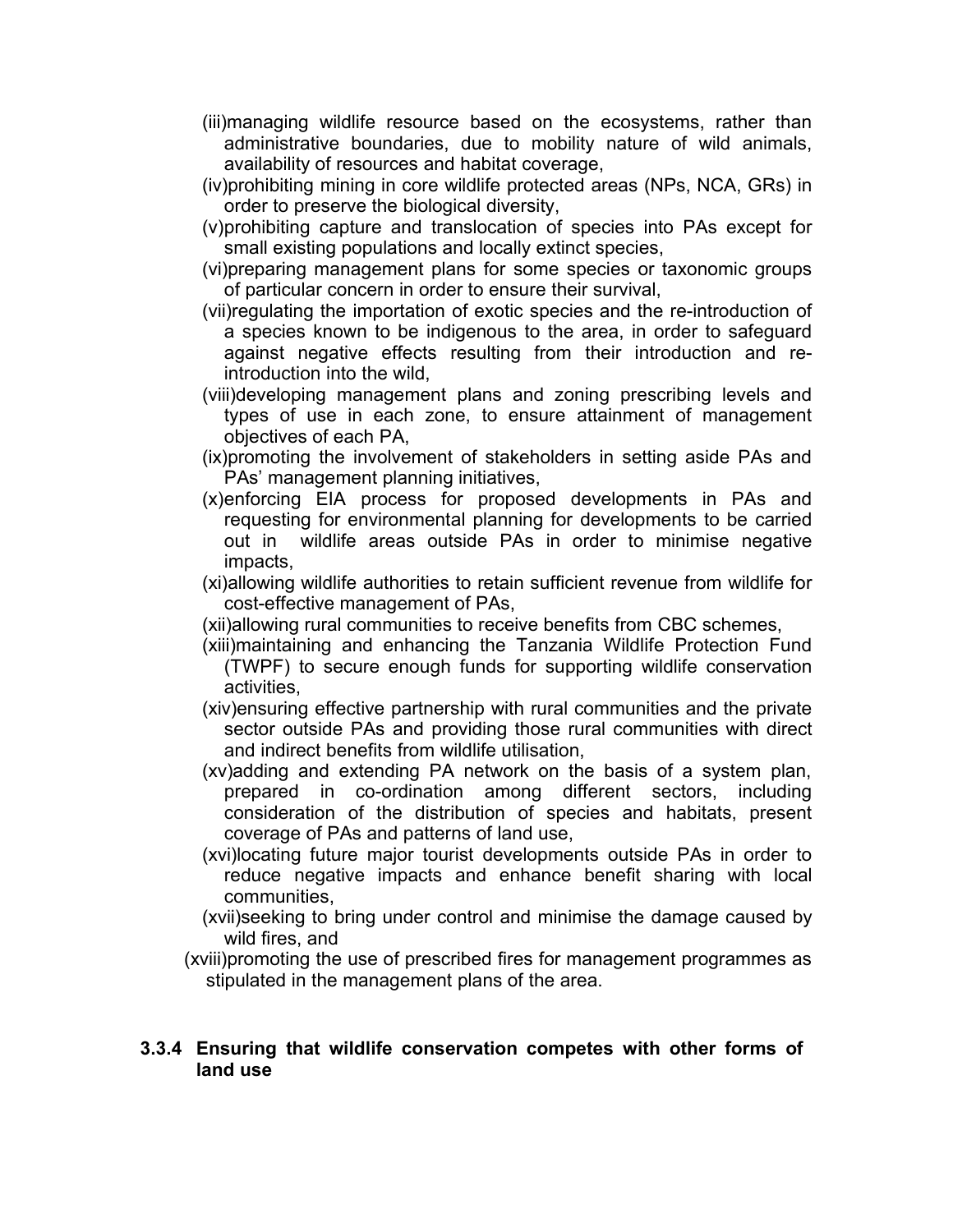(iii) managing wildlife resource based on the ecosystems, rather than administrative boundaries, due to mobility nature of wild animals, availability of resources and habitat coverage,

(iv) prohibiting mining in core wildlife protected areas (NPs, NCA, GRs) in order to preserve the biological diversity,

(v) prohibiting capture and translocation of species into PAs except for small existing populations and locally extinct species,

(vi) preparing management plans for some species or taxonomic groups of particular concern in order to ensure their survival,

(vii) regulating the importation of exotic species and the re-introduction of a species known to be indigenous to the area, in order to safeguard against negative effects resulting from their introduction and re-introduction into the wild,

(viii) developing management plans and zoning prescribing levels and types of use in each zone, to ensure attainment of management objectives of each PA,

(ix) promoting the involvement of stakeholders in setting aside PAs and PAs' management planning initiatives,

(x) enforcing EIA process for proposed developments in PAs and requesting for environmental planning for developments to be carried out in wildlife areas outside PAs in order to minimise negative impacts,

(xi) allowing wildlife authorities to retain sufficient revenue from wildlife for cost-effective management of PAs,

(xii) allowing rural communities to receive benefits from CBC schemes,

(xiii) maintaining and enhancing the Tanzania Wildlife Protection Fund (TWPF) to secure enough funds for supporting wildlife conservation activities,

(xiv) ensuring effective partnership with rural communities and the private sector outside PAs and providing those rural communities with direct and indirect benefits from wildlife utilisation,

(xv) adding and extending PA network on the basis of a system plan, prepared in co-ordination among different sectors, including consideration of the distribution of species and habitats, present coverage of PAs and patterns of land use,

(xvi) locating future major tourist developments outside PAs in order to reduce negative impacts and enhance benefit sharing with local communities,

(xvii) seeking to bring under control and minimise the damage caused by wild fires, and

(xviii) promoting the use of prescribed fires for management programmes as stipulated in the management plans of the area.

### 3.3.4 Ensuring that wildlife conservation competes with other forms of land use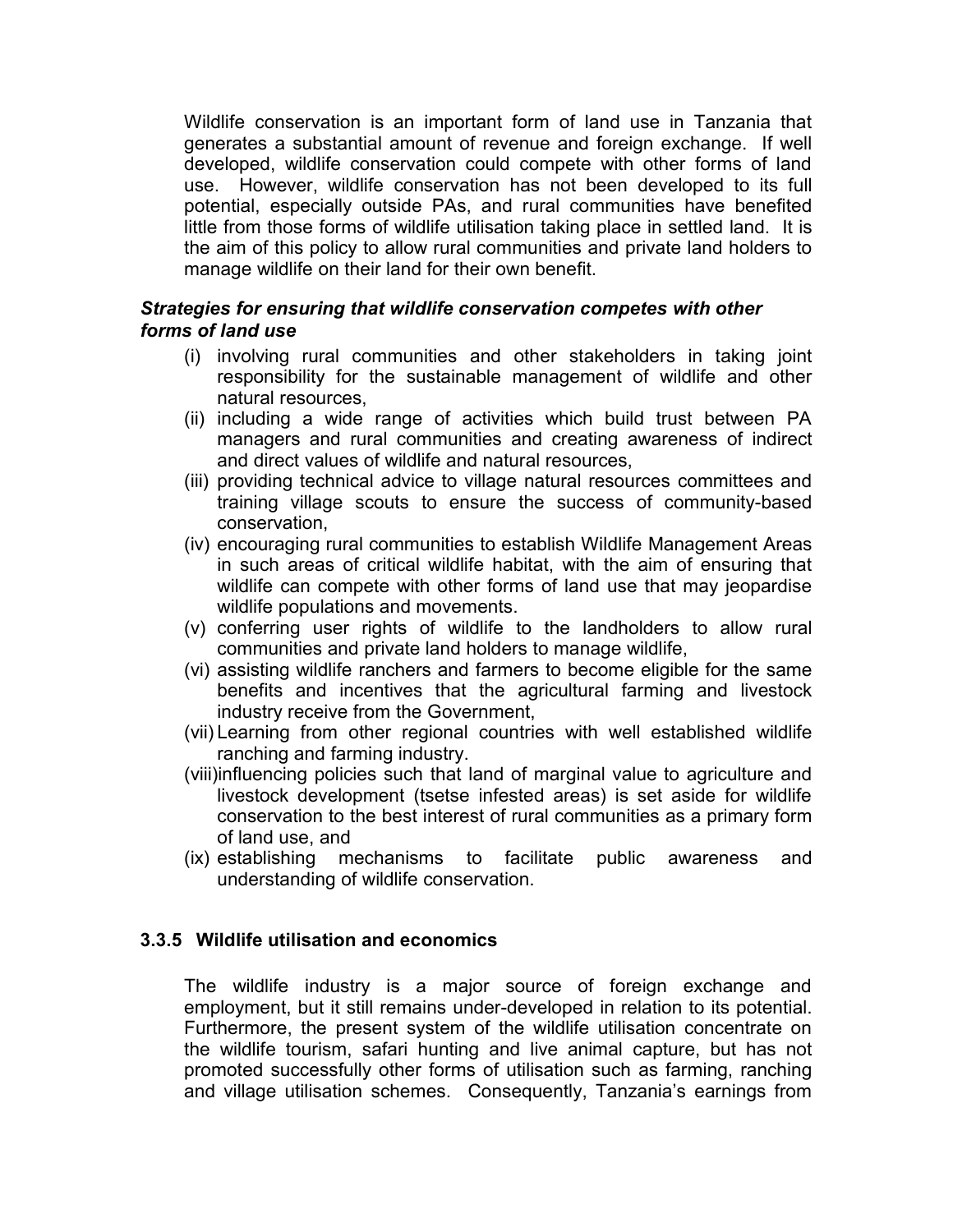Wildlife conservation is an important form of land use in Tanzania that generates a substantial amount of revenue and foreign exchange. If well developed, wildlife conservation could compete with other forms of land use. However, wildlife conservation has not been developed to its full potential, especially outside PAs, and rural communities have benefited little from those forms of wildlife utilisation taking place in settled land. It is the aim of this policy to allow rural communities and private land holders to manage wildlife on their land for their own benefit.

***Strategies for ensuring that wildlife conservation competes with other forms of land use***

(i) involving rural communities and other stakeholders in taking joint responsibility for the sustainable management of wildlife and other natural resources,

(ii) including a wide range of activities which build trust between PA managers and rural communities and creating awareness of indirect and direct values of wildlife and natural resources,

(iii) providing technical advice to village natural resources committees and training village scouts to ensure the success of community-based conservation,

(iv) encouraging rural communities to establish Wildlife Management Areas in such areas of critical wildlife habitat, with the aim of ensuring that wildlife can compete with other forms of land use that may jeopardise wildlife populations and movements.

(v) conferring user rights of wildlife to the landholders to allow rural communities and private land holders to manage wildlife,

(vi) assisting wildlife ranchers and farmers to become eligible for the same benefits and incentives that the agricultural farming and livestock industry receive from the Government,

(vii) Learning from other regional countries with well established wildlife ranching and farming industry.

(viii) influencing policies such that land of marginal value to agriculture and livestock development (tsetse infested areas) is set aside for wildlife conservation to the best interest of rural communities as a primary form of land use, and

(ix) establishing mechanisms to facilitate public awareness and understanding of wildlife conservation.

### 3.3.5 Wildlife utilisation and economics

The wildlife industry is a major source of foreign exchange and employment, but it still remains under-developed in relation to its potential. Furthermore, the present system of the wildlife utilisation concentrate on the wildlife tourism, safari hunting and live animal capture, but has not promoted successfully other forms of utilisation such as farming, ranching and village utilisation schemes. Consequently, Tanzania's earnings from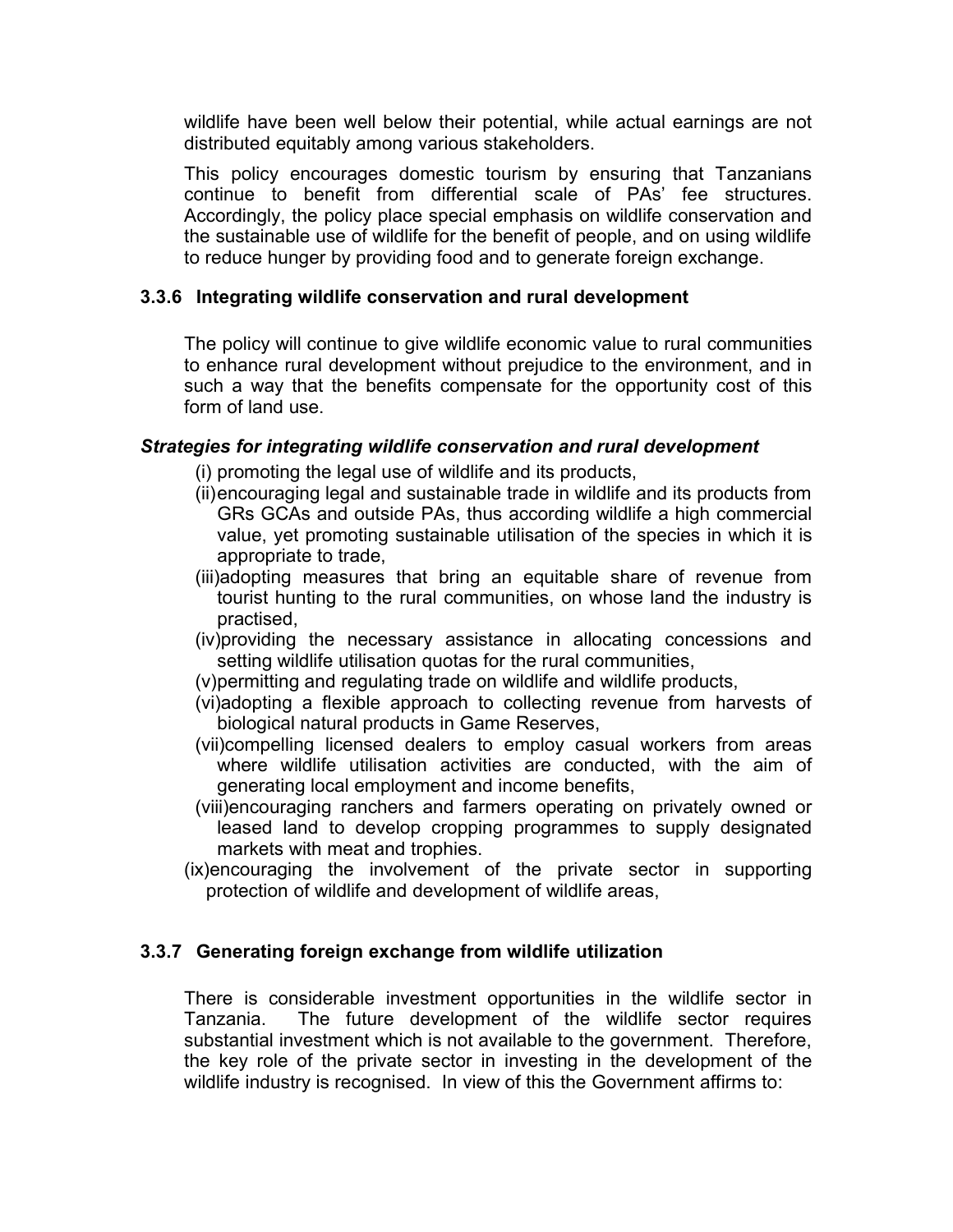wildlife have been well below their potential, while actual earnings are not distributed equitably among various stakeholders.

This policy encourages domestic tourism by ensuring that Tanzanians continue to benefit from differential scale of PAs' fee structures. Accordingly, the policy place special emphasis on wildlife conservation and the sustainable use of wildlife for the benefit of people, and on using wildlife to reduce hunger by providing food and to generate foreign exchange.

### 3.3.6 Integrating wildlife conservation and rural development

The policy will continue to give wildlife economic value to rural communities to enhance rural development without prejudice to the environment, and in such a way that the benefits compensate for the opportunity cost of this form of land use.

***Strategies for integrating wildlife conservation and rural development***

(i) promoting the legal use of wildlife and its products,

(ii) encouraging legal and sustainable trade in wildlife and its products from GRs GCAs and outside PAs, thus according wildlife a high commercial value, yet promoting sustainable utilisation of the species in which it is appropriate to trade,

(iii) adopting measures that bring an equitable share of revenue from tourist hunting to the rural communities, on whose land the industry is practised,

(iv) providing the necessary assistance in allocating concessions and setting wildlife utilisation quotas for the rural communities,

(v) permitting and regulating trade on wildlife and wildlife products,

(vi) adopting a flexible approach to collecting revenue from harvests of biological natural products in Game Reserves,

(vii) compelling licensed dealers to employ casual workers from areas where wildlife utilisation activities are conducted, with the aim of generating local employment and income benefits,

(viii) encouraging ranchers and farmers operating on privately owned or leased land to develop cropping programmes to supply designated markets with meat and trophies.

(ix) encouraging the involvement of the private sector in supporting protection of wildlife and development of wildlife areas,

### 3.3.7 Generating foreign exchange from wildlife utilization

There is considerable investment opportunities in the wildlife sector in Tanzania. The future development of the wildlife sector requires substantial investment which is not available to the government. Therefore, the key role of the private sector in investing in the development of the wildlife industry is recognised. In view of this the Government affirms to: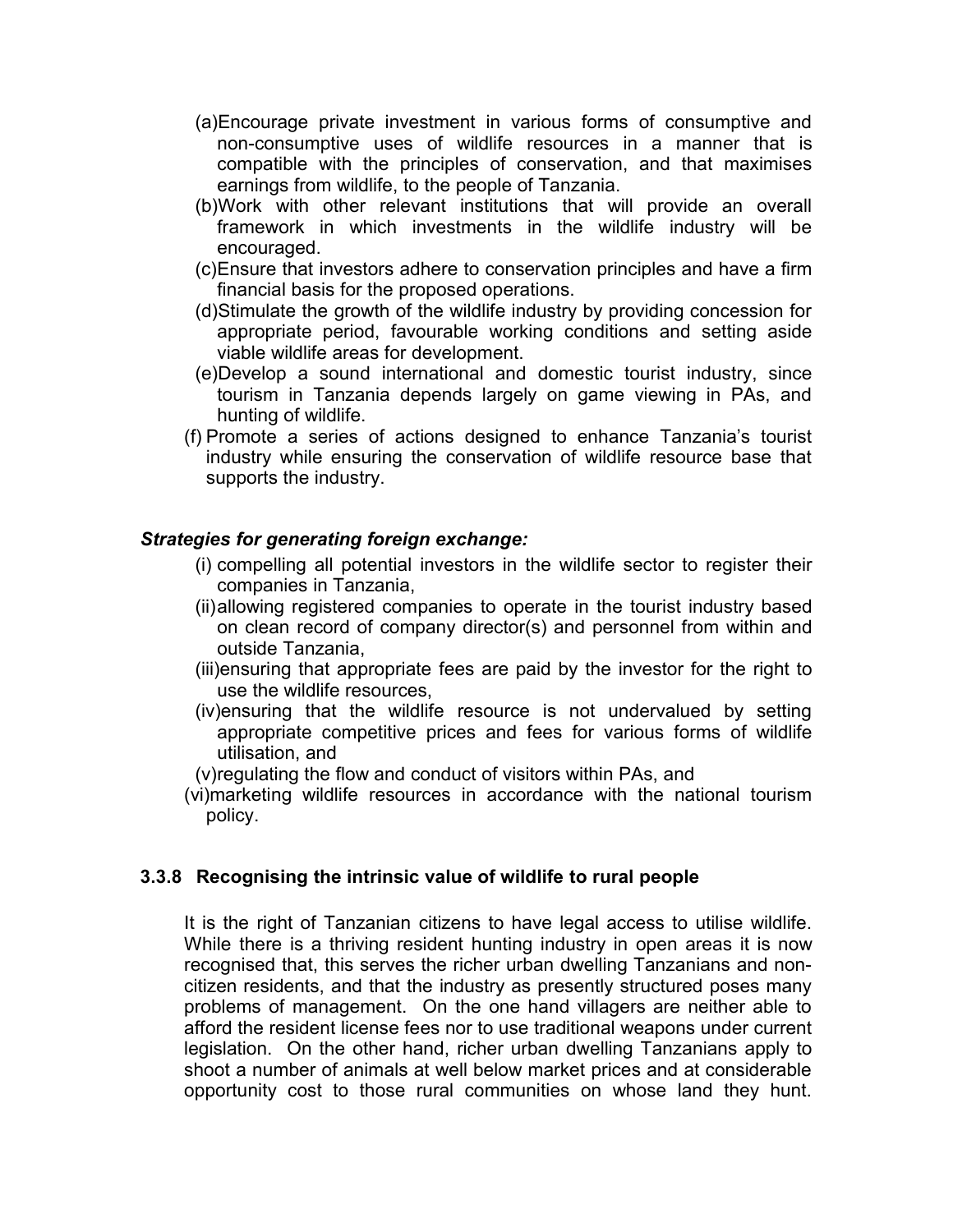(a) Encourage private investment in various forms of consumptive and non-consumptive uses of wildlife resources in a manner that is compatible with the principles of conservation, and that maximises earnings from wildlife, to the people of Tanzania.

(b) Work with other relevant institutions that will provide an overall framework in which investments in the wildlife industry will be encouraged.

(c) Ensure that investors adhere to conservation principles and have a firm financial basis for the proposed operations.

(d) Stimulate the growth of the wildlife industry by providing concession for appropriate period, favourable working conditions and setting aside viable wildlife areas for development.

(e) Develop a sound international and domestic tourist industry, since tourism in Tanzania depends largely on game viewing in PAs, and hunting of wildlife.

(f) Promote a series of actions designed to enhance Tanzania's tourist industry while ensuring the conservation of wildlife resource base that supports the industry.

***Strategies for generating foreign exchange:***

(i) compelling all potential investors in the wildlife sector to register their companies in Tanzania,

(ii) allowing registered companies to operate in the tourist industry based on clean record of company director(s) and personnel from within and outside Tanzania,

(iii) ensuring that appropriate fees are paid by the investor for the right to use the wildlife resources,

(iv) ensuring that the wildlife resource is not undervalued by setting appropriate competitive prices and fees for various forms of wildlife utilisation, and

(v) regulating the flow and conduct of visitors within PAs, and

(vi) marketing wildlife resources in accordance with the national tourism policy.

### 3.3.8 Recognising the intrinsic value of wildlife to rural people

It is the right of Tanzanian citizens to have legal access to utilise wildlife. While there is a thriving resident hunting industry in open areas it is now recognised that, this serves the richer urban dwelling Tanzanians and non-citizen residents, and that the industry as presently structured poses many problems of management. On the one hand villagers are neither able to afford the resident license fees nor to use traditional weapons under current legislation. On the other hand, richer urban dwelling Tanzanians apply to shoot a number of animals at well below market prices and at considerable opportunity cost to those rural communities on whose land they hunt.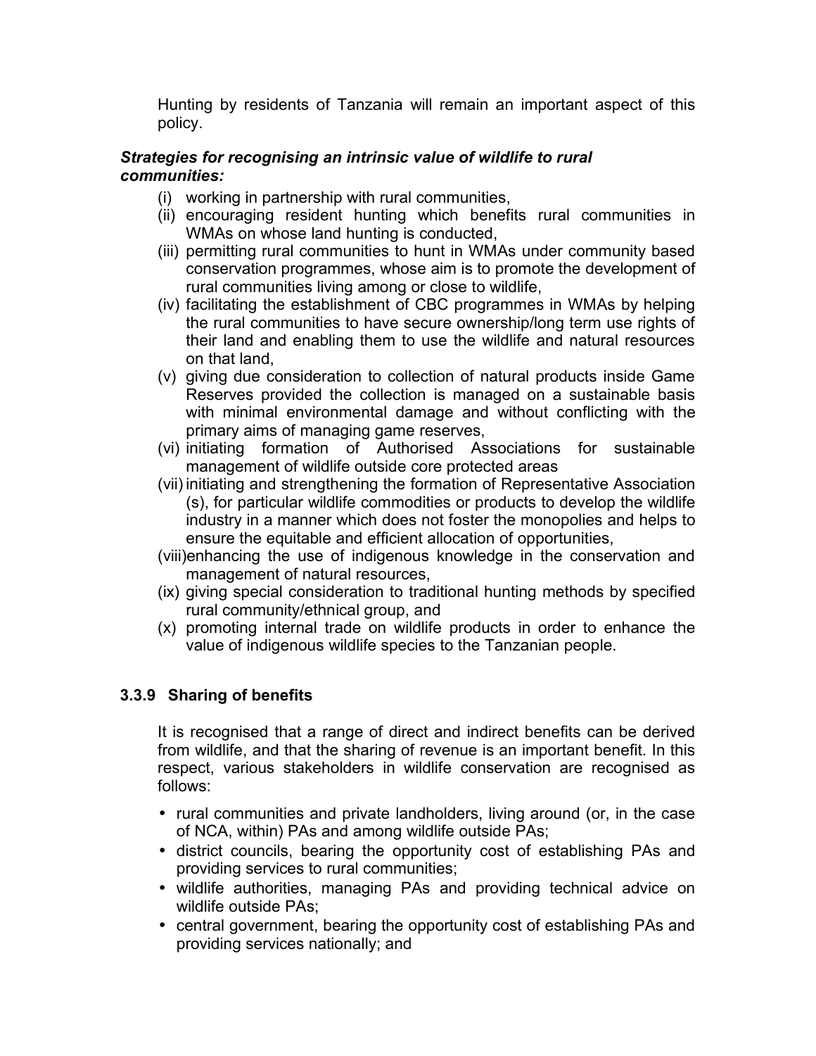Hunting by residents of Tanzania will remain an important aspect of this policy.

***Strategies for recognising an intrinsic value of wildlife to rural communities:***

(i) working in partnership with rural communities,
(ii) encouraging resident hunting which benefits rural communities in WMAs on whose land hunting is conducted,
(iii) permitting rural communities to hunt in WMAs under community based conservation programmes, whose aim is to promote the development of rural communities living among or close to wildlife,
(iv) facilitating the establishment of CBC programmes in WMAs by helping the rural communities to have secure ownership/long term use rights of their land and enabling them to use the wildlife and natural resources on that land,
(v) giving due consideration to collection of natural products inside Game Reserves provided the collection is managed on a sustainable basis with minimal environmental damage and without conflicting with the primary aims of managing game reserves,
(vi) initiating formation of Authorised Associations for sustainable management of wildlife outside core protected areas
(vii) initiating and strengthening the formation of Representative Association (s), for particular wildlife commodities or products to develop the wildlife industry in a manner which does not foster the monopolies and helps to ensure the equitable and efficient allocation of opportunities,
(viii) enhancing the use of indigenous knowledge in the conservation and management of natural resources,
(ix) giving special consideration to traditional hunting methods by specified rural community/ethnical group, and
(x) promoting internal trade on wildlife products in order to enhance the value of indigenous wildlife species to the Tanzanian people.

### 3.3.9 Sharing of benefits

It is recognised that a range of direct and indirect benefits can be derived from wildlife, and that the sharing of revenue is an important benefit. In this respect, various stakeholders in wildlife conservation are recognised as follows:

- rural communities and private landholders, living around (or, in the case of NCA, within) PAs and among wildlife outside PAs;
- district councils, bearing the opportunity cost of establishing PAs and providing services to rural communities;
- wildlife authorities, managing PAs and providing technical advice on wildlife outside PAs;
- central government, bearing the opportunity cost of establishing PAs and providing services nationally; and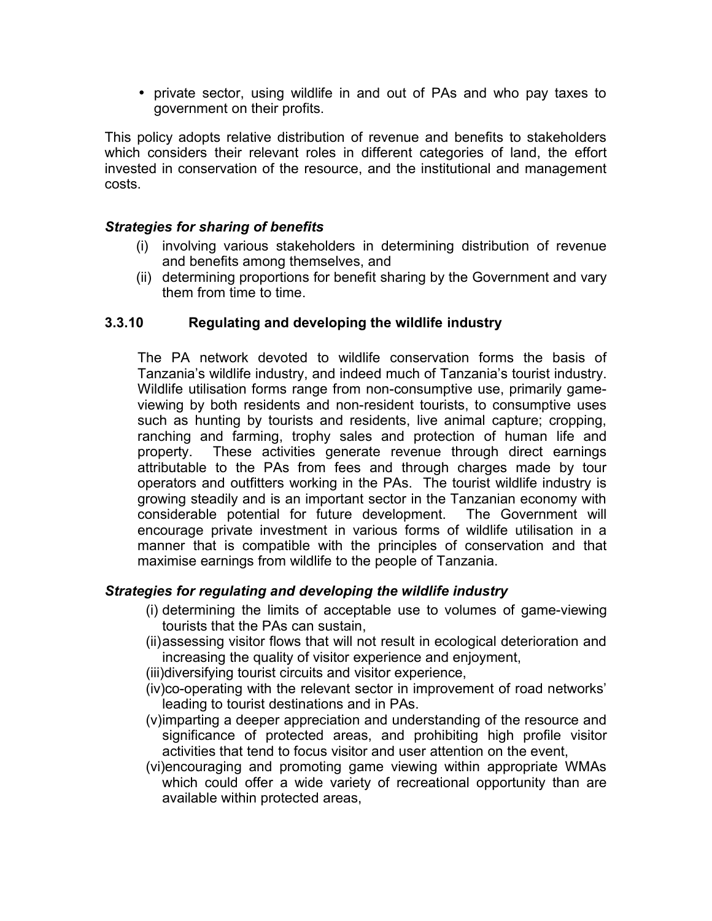- private sector, using wildlife in and out of PAs and who pay taxes to government on their profits.

This policy adopts relative distribution of revenue and benefits to stakeholders which considers their relevant roles in different categories of land, the effort invested in conservation of the resource, and the institutional and management costs.

***Strategies for sharing of benefits***

(i) involving various stakeholders in determining distribution of revenue and benefits among themselves, and
(ii) determining proportions for benefit sharing by the Government and vary them from time to time.

### 3.3.10 Regulating and developing the wildlife industry

The PA network devoted to wildlife conservation forms the basis of Tanzania's wildlife industry, and indeed much of Tanzania's tourist industry. Wildlife utilisation forms range from non-consumptive use, primarily game-viewing by both residents and non-resident tourists, to consumptive uses such as hunting by tourists and residents, live animal capture; cropping, ranching and farming, trophy sales and protection of human life and property. These activities generate revenue through direct earnings attributable to the PAs from fees and through charges made by tour operators and outfitters working in the PAs. The tourist wildlife industry is growing steadily and is an important sector in the Tanzanian economy with considerable potential for future development. The Government will encourage private investment in various forms of wildlife utilisation in a manner that is compatible with the principles of conservation and that maximise earnings from wildlife to the people of Tanzania.

***Strategies for regulating and developing the wildlife industry***

(i) determining the limits of acceptable use to volumes of game-viewing tourists that the PAs can sustain,
(ii) assessing visitor flows that will not result in ecological deterioration and increasing the quality of visitor experience and enjoyment,
(iii) diversifying tourist circuits and visitor experience,
(iv) co-operating with the relevant sector in improvement of road networks' leading to tourist destinations and in PAs.
(v) imparting a deeper appreciation and understanding of the resource and significance of protected areas, and prohibiting high profile visitor activities that tend to focus visitor and user attention on the event,
(vi) encouraging and promoting game viewing within appropriate WMAs which could offer a wide variety of recreational opportunity than are available within protected areas,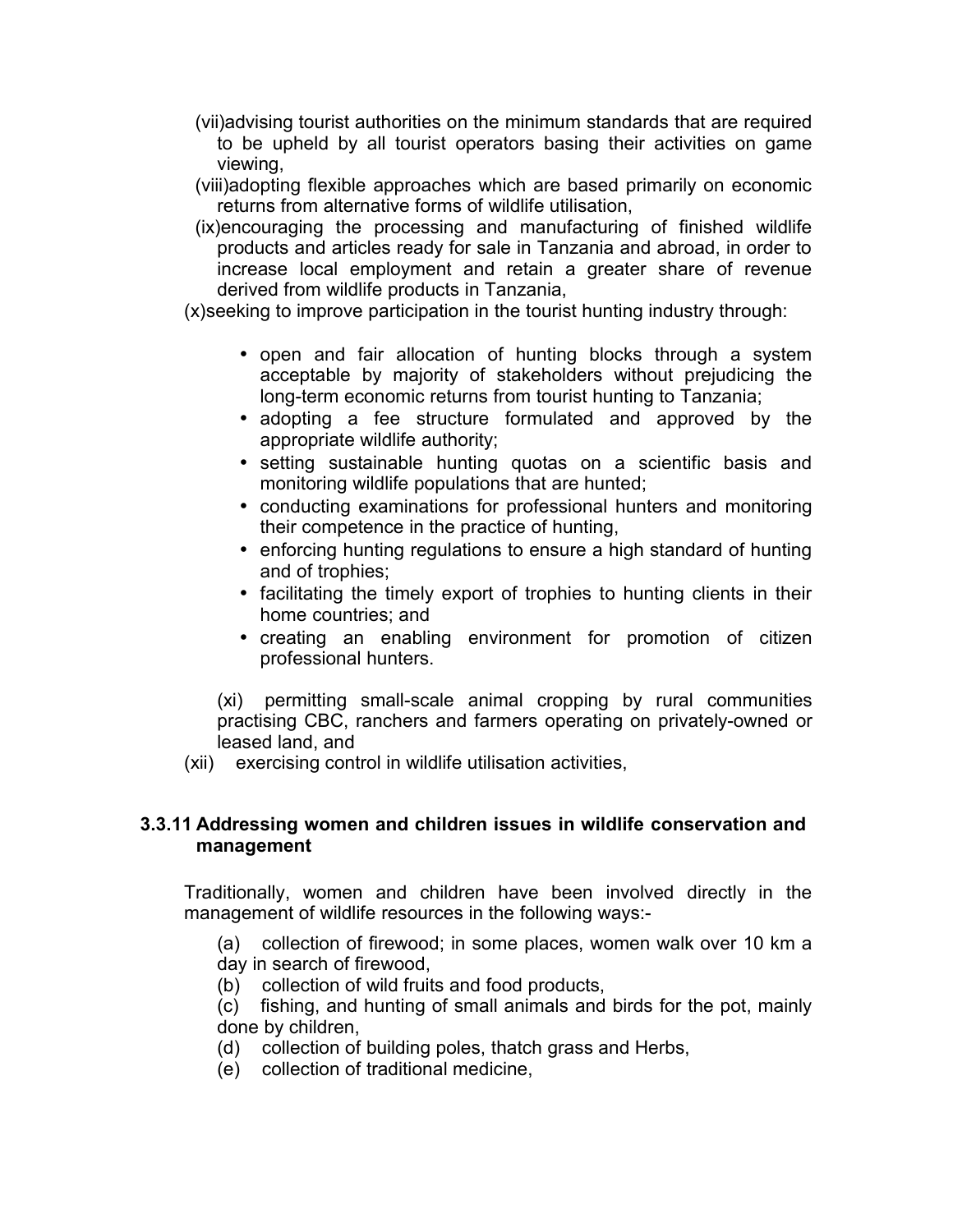(vii)advising tourist authorities on the minimum standards that are required to be upheld by all tourist operators basing their activities on game viewing,

(viii)adopting flexible approaches which are based primarily on economic returns from alternative forms of wildlife utilisation,

(ix)encouraging the processing and manufacturing of finished wildlife products and articles ready for sale in Tanzania and abroad, in order to increase local employment and retain a greater share of revenue derived from wildlife products in Tanzania,

(x)seeking to improve participation in the tourist hunting industry through:

- open and fair allocation of hunting blocks through a system acceptable by majority of stakeholders without prejudicing the long-term economic returns from tourist hunting to Tanzania;
- adopting a fee structure formulated and approved by the appropriate wildlife authority;
- setting sustainable hunting quotas on a scientific basis and monitoring wildlife populations that are hunted;
- conducting examinations for professional hunters and monitoring their competence in the practice of hunting,
- enforcing hunting regulations to ensure a high standard of hunting and of trophies;
- facilitating the timely export of trophies to hunting clients in their home countries; and
- creating an enabling environment for promotion of citizen professional hunters.

(xi) permitting small-scale animal cropping by rural communities practising CBC, ranchers and farmers operating on privately-owned or leased land, and

(xii) exercising control in wildlife utilisation activities,

### 3.3.11 Addressing women and children issues in wildlife conservation and management

Traditionally, women and children have been involved directly in the management of wildlife resources in the following ways:-

(a) collection of firewood; in some places, women walk over 10 km a day in search of firewood,

(b) collection of wild fruits and food products,

(c) fishing, and hunting of small animals and birds for the pot, mainly done by children,

(d) collection of building poles, thatch grass and Herbs,

(e) collection of traditional medicine,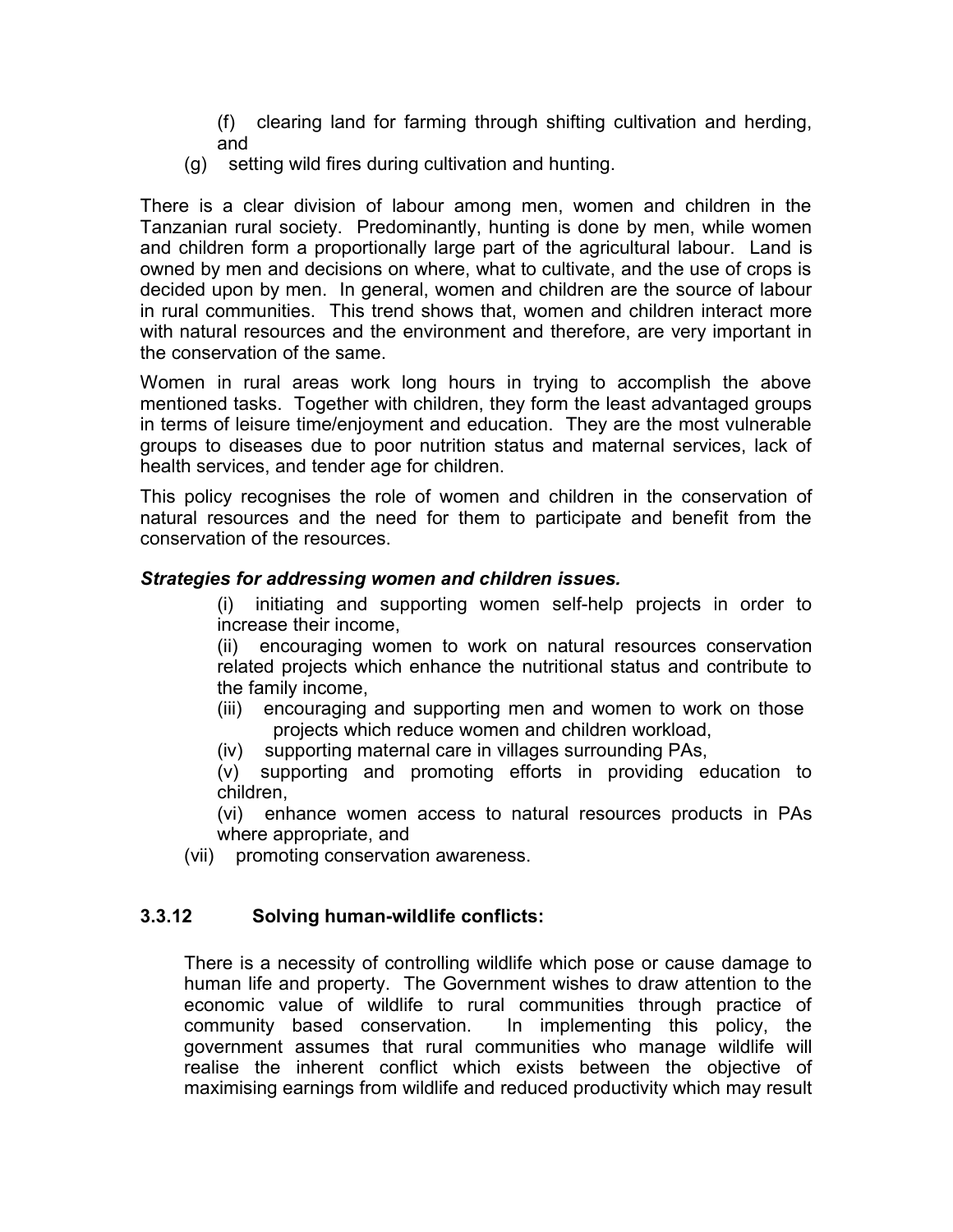(f) clearing land for farming through shifting cultivation and herding, and

(g) setting wild fires during cultivation and hunting.

There is a clear division of labour among men, women and children in the Tanzanian rural society. Predominantly, hunting is done by men, while women and children form a proportionally large part of the agricultural labour. Land is owned by men and decisions on where, what to cultivate, and the use of crops is decided upon by men. In general, women and children are the source of labour in rural communities. This trend shows that, women and children interact more with natural resources and the environment and therefore, are very important in the conservation of the same.

Women in rural areas work long hours in trying to accomplish the above mentioned tasks. Together with children, they form the least advantaged groups in terms of leisure time/enjoyment and education. They are the most vulnerable groups to diseases due to poor nutrition status and maternal services, lack of health services, and tender age for children.

This policy recognises the role of women and children in the conservation of natural resources and the need for them to participate and benefit from the conservation of the resources.

***Strategies for addressing women and children issues.***

(i) initiating and supporting women self-help projects in order to increase their income,

(ii) encouraging women to work on natural resources conservation related projects which enhance the nutritional status and contribute to the family income,

(iii) encouraging and supporting men and women to work on those projects which reduce women and children workload,

(iv) supporting maternal care in villages surrounding PAs,

(v) supporting and promoting efforts in providing education to children,

(vi) enhance women access to natural resources products in PAs where appropriate, and

(vii) promoting conservation awareness.

### 3.3.12 Solving human-wildlife conflicts:

There is a necessity of controlling wildlife which pose or cause damage to human life and property. The Government wishes to draw attention to the economic value of wildlife to rural communities through practice of community based conservation. In implementing this policy, the government assumes that rural communities who manage wildlife will realise the inherent conflict which exists between the objective of maximising earnings from wildlife and reduced productivity which may result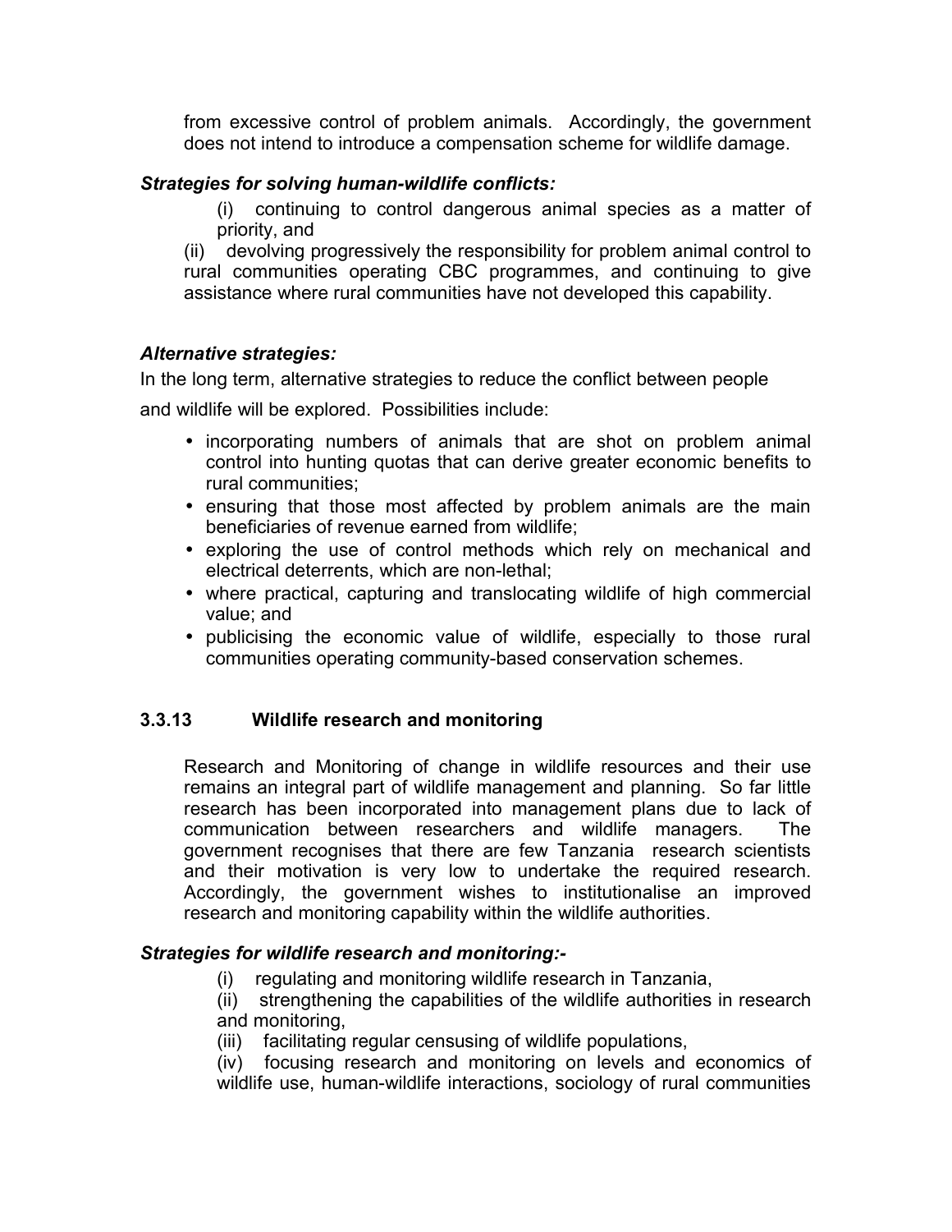from excessive control of problem animals. Accordingly, the government does not intend to introduce a compensation scheme for wildlife damage.

***Strategies for solving human-wildlife conflicts:***

(i) continuing to control dangerous animal species as a matter of priority, and

(ii) devolving progressively the responsibility for problem animal control to rural communities operating CBC programmes, and continuing to give assistance where rural communities have not developed this capability.

***Alternative strategies:***

In the long term, alternative strategies to reduce the conflict between people and wildlife will be explored. Possibilities include:

- incorporating numbers of animals that are shot on problem animal control into hunting quotas that can derive greater economic benefits to rural communities;
- ensuring that those most affected by problem animals are the main beneficiaries of revenue earned from wildlife;
- exploring the use of control methods which rely on mechanical and electrical deterrents, which are non-lethal;
- where practical, capturing and translocating wildlife of high commercial value; and
- publicising the economic value of wildlife, especially to those rural communities operating community-based conservation schemes.

### 3.3.13 Wildlife research and monitoring

Research and Monitoring of change in wildlife resources and their use remains an integral part of wildlife management and planning. So far little research has been incorporated into management plans due to lack of communication between researchers and wildlife managers. The government recognises that there are few Tanzania research scientists and their motivation is very low to undertake the required research. Accordingly, the government wishes to institutionalise an improved research and monitoring capability within the wildlife authorities.

***Strategies for wildlife research and monitoring:-***

(i) regulating and monitoring wildlife research in Tanzania,

(ii) strengthening the capabilities of the wildlife authorities in research and monitoring,

(iii) facilitating regular censusing of wildlife populations,

(iv) focusing research and monitoring on levels and economics of wildlife use, human-wildlife interactions, sociology of rural communities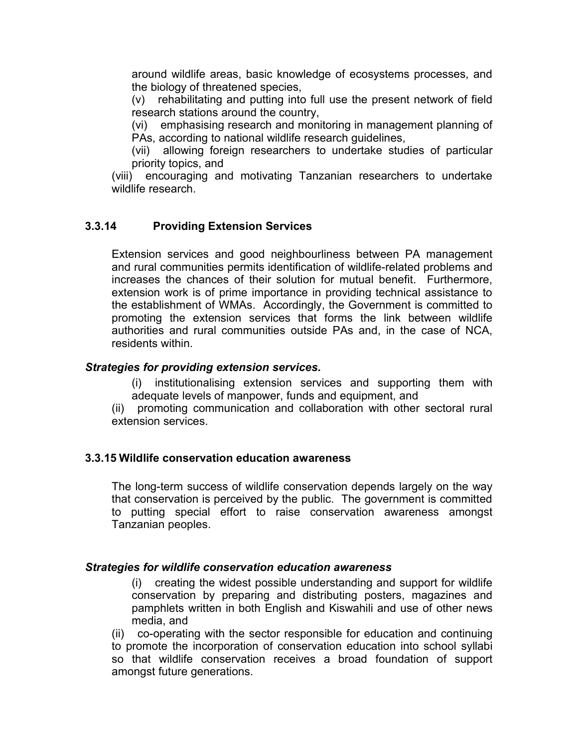around wildlife areas, basic knowledge of ecosystems processes, and the biology of threatened species,

(v) rehabilitating and putting into full use the present network of field research stations around the country,

(vi) emphasising research and monitoring in management planning of PAs, according to national wildlife research guidelines,

(vii) allowing foreign researchers to undertake studies of particular priority topics, and

(viii) encouraging and motivating Tanzanian researchers to undertake wildlife research.

### 3.3.14 Providing Extension Services

Extension services and good neighbourliness between PA management and rural communities permits identification of wildlife-related problems and increases the chances of their solution for mutual benefit. Furthermore, extension work is of prime importance in providing technical assistance to the establishment of WMAs. Accordingly, the Government is committed to promoting the extension services that forms the link between wildlife authorities and rural communities outside PAs and, in the case of NCA, residents within.

***Strategies for providing extension services.***

(i) institutionalising extension services and supporting them with adequate levels of manpower, funds and equipment, and

(ii) promoting communication and collaboration with other sectoral rural extension services.

### 3.3.15 Wildlife conservation education awareness

The long-term success of wildlife conservation depends largely on the way that conservation is perceived by the public. The government is committed to putting special effort to raise conservation awareness amongst Tanzanian peoples.

***Strategies for wildlife conservation education awareness***

(i) creating the widest possible understanding and support for wildlife conservation by preparing and distributing posters, magazines and pamphlets written in both English and Kiswahili and use of other news media, and

(ii) co-operating with the sector responsible for education and continuing to promote the incorporation of conservation education into school syllabi so that wildlife conservation receives a broad foundation of support amongst future generations.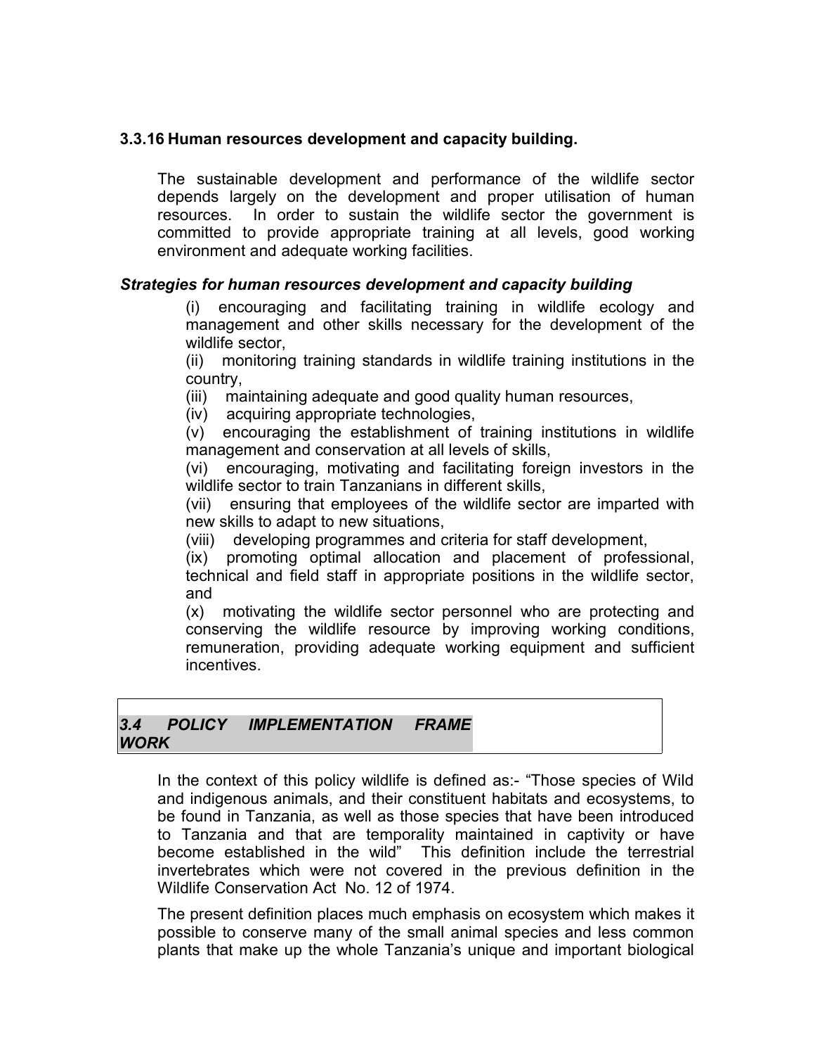### 3.3.16 Human resources development and capacity building.

The sustainable development and performance of the wildlife sector depends largely on the development and proper utilisation of human resources. In order to sustain the wildlife sector the government is committed to provide appropriate training at all levels, good working environment and adequate working facilities.

***Strategies for human resources development and capacity building***

(i) encouraging and facilitating training in wildlife ecology and management and other skills necessary for the development of the wildlife sector,

(ii) monitoring training standards in wildlife training institutions in the country,

(iii) maintaining adequate and good quality human resources,

(iv) acquiring appropriate technologies,

(v) encouraging the establishment of training institutions in wildlife management and conservation at all levels of skills,

(vi) encouraging, motivating and facilitating foreign investors in the wildlife sector to train Tanzanians in different skills,

(vii) ensuring that employees of the wildlife sector are imparted with new skills to adapt to new situations,

(viii) developing programmes and criteria for staff development,

(ix) promoting optimal allocation and placement of professional, technical and field staff in appropriate positions in the wildlife sector, and

(x) motivating the wildlife sector personnel who are protecting and conserving the wildlife resource by improving working conditions, remuneration, providing adequate working equipment and sufficient incentives.

## *3.4 POLICY IMPLEMENTATION FRAME WORK*

In the context of this policy wildlife is defined as:- "Those species of Wild and indigenous animals, and their constituent habitats and ecosystems, to be found in Tanzania, as well as those species that have been introduced to Tanzania and that are temporality maintained in captivity or have become established in the wild" This definition include the terrestrial invertebrates which were not covered in the previous definition in the Wildlife Conservation Act No. 12 of 1974.

The present definition places much emphasis on ecosystem which makes it possible to conserve many of the small animal species and less common plants that make up the whole Tanzania's unique and important biological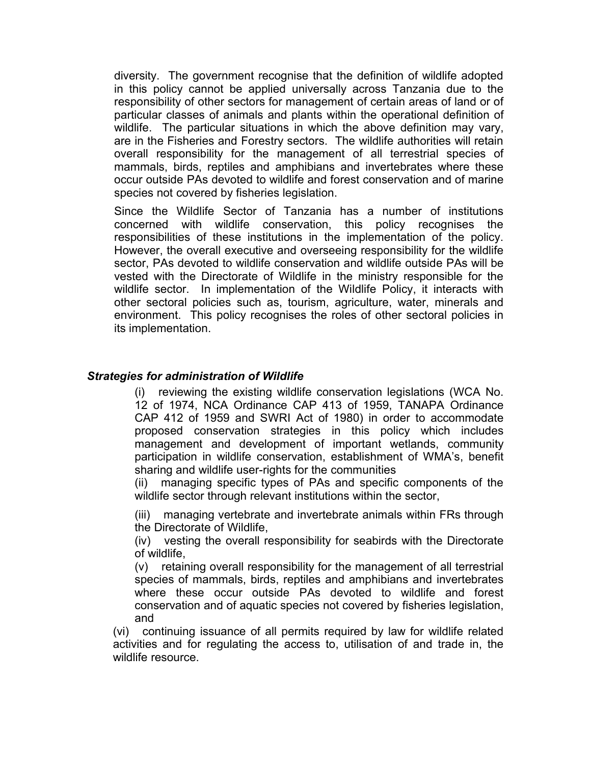diversity. The government recognise that the definition of wildlife adopted in this policy cannot be applied universally across Tanzania due to the responsibility of other sectors for management of certain areas of land or of particular classes of animals and plants within the operational definition of wildlife. The particular situations in which the above definition may vary, are in the Fisheries and Forestry sectors. The wildlife authorities will retain overall responsibility for the management of all terrestrial species of mammals, birds, reptiles and amphibians and invertebrates where these occur outside PAs devoted to wildlife and forest conservation and of marine species not covered by fisheries legislation.

Since the Wildlife Sector of Tanzania has a number of institutions concerned with wildlife conservation, this policy recognises the responsibilities of these institutions in the implementation of the policy. However, the overall executive and overseeing responsibility for the wildlife sector, PAs devoted to wildlife conservation and wildlife outside PAs will be vested with the Directorate of Wildlife in the ministry responsible for the wildlife sector. In implementation of the Wildlife Policy, it interacts with other sectoral policies such as, tourism, agriculture, water, minerals and environment. This policy recognises the roles of other sectoral policies in its implementation.

### *Strategies for administration of Wildlife*

(i) reviewing the existing wildlife conservation legislations (WCA No. 12 of 1974, NCA Ordinance CAP 413 of 1959, TANAPA Ordinance CAP 412 of 1959 and SWRI Act of 1980) in order to accommodate proposed conservation strategies in this policy which includes management and development of important wetlands, community participation in wildlife conservation, establishment of WMA's, benefit sharing and wildlife user-rights for the communities

(ii) managing specific types of PAs and specific components of the wildlife sector through relevant institutions within the sector,

(iii) managing vertebrate and invertebrate animals within FRs through the Directorate of Wildlife,

(iv) vesting the overall responsibility for seabirds with the Directorate of wildlife,

(v) retaining overall responsibility for the management of all terrestrial species of mammals, birds, reptiles and amphibians and invertebrates where these occur outside PAs devoted to wildlife and forest conservation and of aquatic species not covered by fisheries legislation, and

(vi) continuing issuance of all permits required by law for wildlife related activities and for regulating the access to, utilisation of and trade in, the wildlife resource.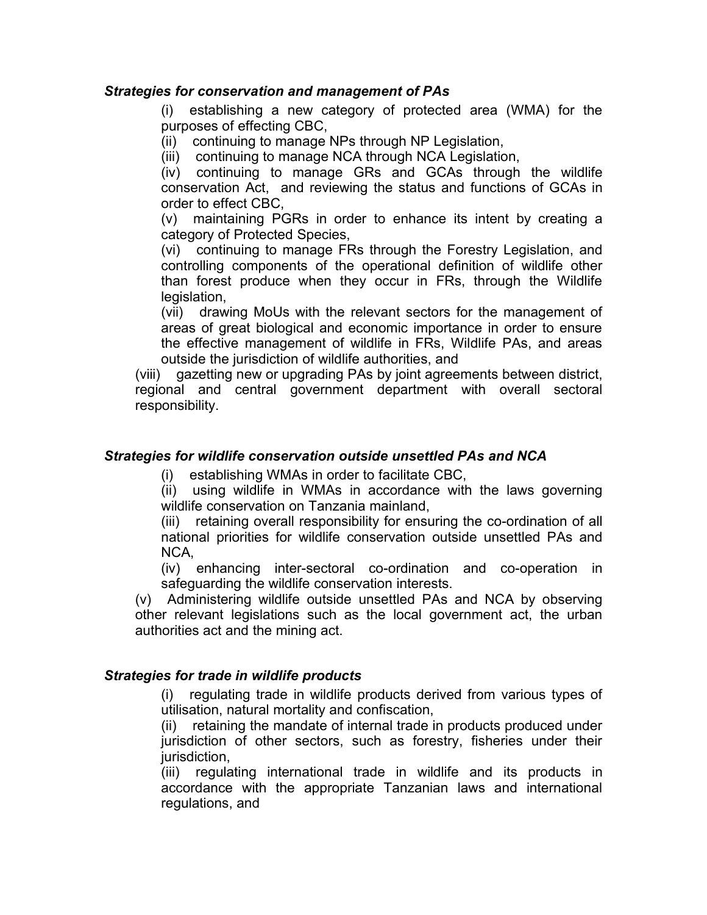***Strategies for conservation and management of PAs***

(i) establishing a new category of protected area (WMA) for the purposes of effecting CBC,

(ii) continuing to manage NPs through NP Legislation,

(iii) continuing to manage NCA through NCA Legislation,

(iv) continuing to manage GRs and GCAs through the wildlife conservation Act, and reviewing the status and functions of GCAs in order to effect CBC,

(v) maintaining PGRs in order to enhance its intent by creating a category of Protected Species,

(vi) continuing to manage FRs through the Forestry Legislation, and controlling components of the operational definition of wildlife other than forest produce when they occur in FRs, through the Wildlife legislation,

(vii) drawing MoUs with the relevant sectors for the management of areas of great biological and economic importance in order to ensure the effective management of wildlife in FRs, Wildlife PAs, and areas outside the jurisdiction of wildlife authorities, and

(viii) gazetting new or upgrading PAs by joint agreements between district, regional and central government department with overall sectoral responsibility.

***Strategies for wildlife conservation outside unsettled PAs and NCA***

(i) establishing WMAs in order to facilitate CBC,

(ii) using wildlife in WMAs in accordance with the laws governing wildlife conservation on Tanzania mainland,

(iii) retaining overall responsibility for ensuring the co-ordination of all national priorities for wildlife conservation outside unsettled PAs and NCA,

(iv) enhancing inter-sectoral co-ordination and co-operation in safeguarding the wildlife conservation interests.

(v) Administering wildlife outside unsettled PAs and NCA by observing other relevant legislations such as the local government act, the urban authorities act and the mining act.

***Strategies for trade in wildlife products***

(i) regulating trade in wildlife products derived from various types of utilisation, natural mortality and confiscation,

(ii) retaining the mandate of internal trade in products produced under jurisdiction of other sectors, such as forestry, fisheries under their jurisdiction,

(iii) regulating international trade in wildlife and its products in accordance with the appropriate Tanzanian laws and international regulations, and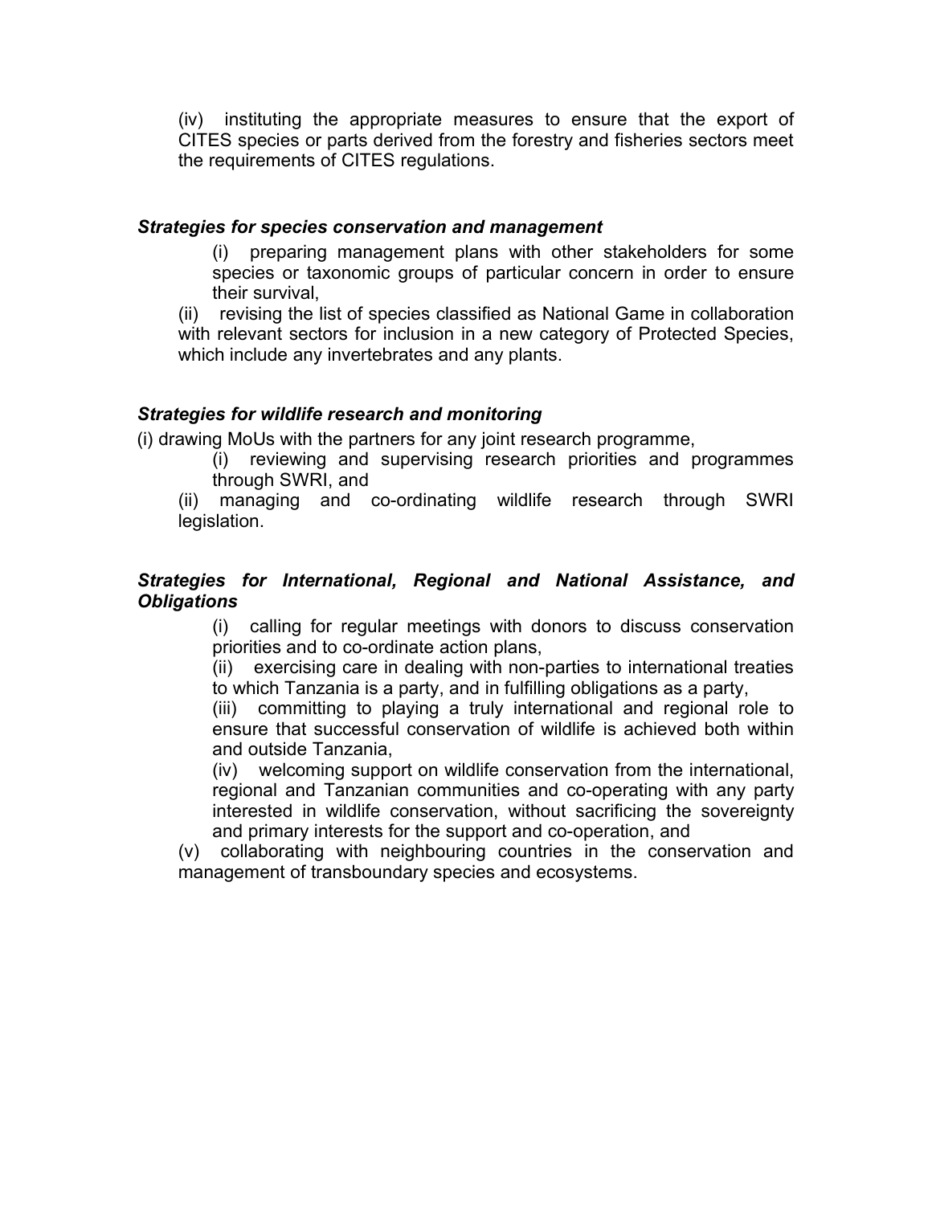(iv) instituting the appropriate measures to ensure that the export of CITES species or parts derived from the forestry and fisheries sectors meet the requirements of CITES regulations.

***Strategies for species conservation and management***

(i) preparing management plans with other stakeholders for some species or taxonomic groups of particular concern in order to ensure their survival,

(ii) revising the list of species classified as National Game in collaboration with relevant sectors for inclusion in a new category of Protected Species, which include any invertebrates and any plants.

***Strategies for wildlife research and monitoring***

(i) drawing MoUs with the partners for any joint research programme,

(i) reviewing and supervising research priorities and programmes through SWRI, and

(ii) managing and co-ordinating wildlife research through SWRI legislation.

***Strategies for International, Regional and National Assistance, and Obligations***

(i) calling for regular meetings with donors to discuss conservation priorities and to co-ordinate action plans,

(ii) exercising care in dealing with non-parties to international treaties to which Tanzania is a party, and in fulfilling obligations as a party,

(iii) committing to playing a truly international and regional role to ensure that successful conservation of wildlife is achieved both within and outside Tanzania,

(iv) welcoming support on wildlife conservation from the international, regional and Tanzanian communities and co-operating with any party interested in wildlife conservation, without sacrificing the sovereignty and primary interests for the support and co-operation, and

(v) collaborating with neighbouring countries in the conservation and management of transboundary species and ecosystems.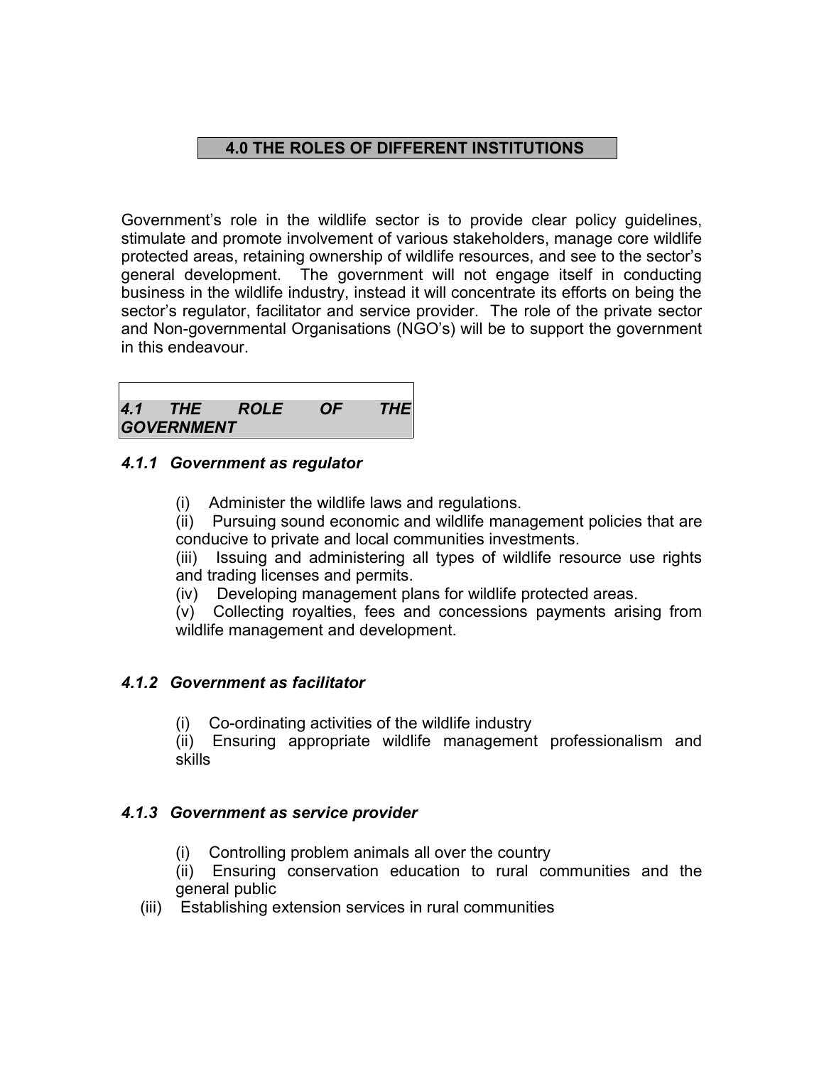## 4.0 THE ROLES OF DIFFERENT INSTITUTIONS

Government's role in the wildlife sector is to provide clear policy guidelines, stimulate and promote involvement of various stakeholders, manage core wildlife protected areas, retaining ownership of wildlife resources, and see to the sector's general development. The government will not engage itself in conducting business in the wildlife industry, instead it will concentrate its efforts on being the sector's regulator, facilitator and service provider. The role of the private sector and Non-governmental Organisations (NGO's) will be to support the government in this endeavour.

### *4.1 THE ROLE OF THE GOVERNMENT*

#### *4.1.1 Government as regulator*

(i) Administer the wildlife laws and regulations.

(ii) Pursuing sound economic and wildlife management policies that are conducive to private and local communities investments.

(iii) Issuing and administering all types of wildlife resource use rights and trading licenses and permits.

(iv) Developing management plans for wildlife protected areas.

(v) Collecting royalties, fees and concessions payments arising from wildlife management and development.

#### *4.1.2 Government as facilitator*

(i) Co-ordinating activities of the wildlife industry

(ii) Ensuring appropriate wildlife management professionalism and skills

#### *4.1.3 Government as service provider*

(i) Controlling problem animals all over the country

(ii) Ensuring conservation education to rural communities and the general public

(iii) Establishing extension services in rural communities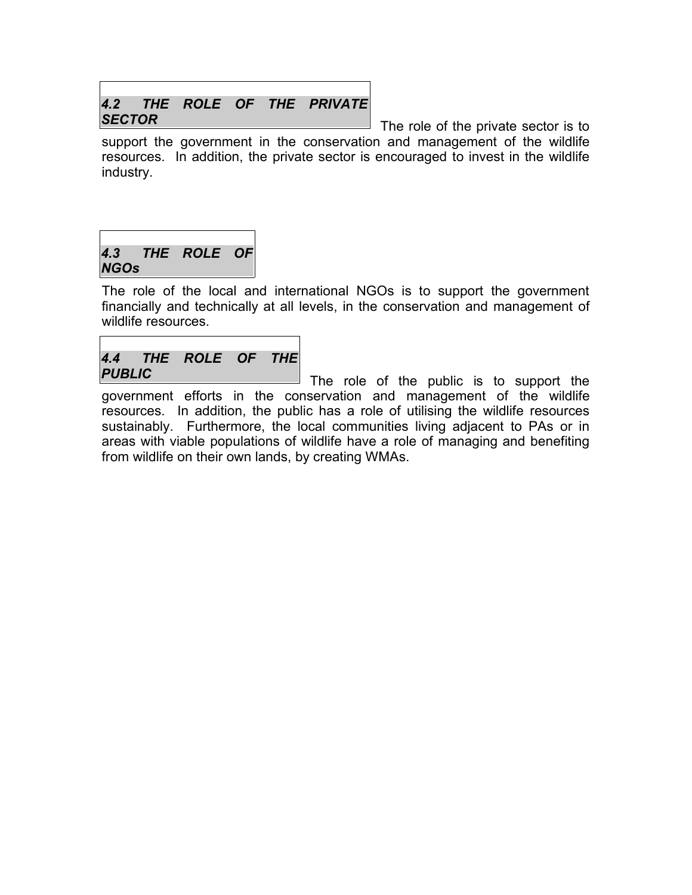### *4.2 THE ROLE OF THE PRIVATE SECTOR*

The role of the private sector is to support the government in the conservation and management of the wildlife resources. In addition, the private sector is encouraged to invest in the wildlife industry.

### *4.3 THE ROLE OF NGOs*

The role of the local and international NGOs is to support the government financially and technically at all levels, in the conservation and management of wildlife resources.

### *4.4 THE ROLE OF THE PUBLIC*

The role of the public is to support the government efforts in the conservation and management of the wildlife resources. In addition, the public has a role of utilising the wildlife resources sustainably. Furthermore, the local communities living adjacent to PAs or in areas with viable populations of wildlife have a role of managing and benefiting from wildlife on their own lands, by creating WMAs.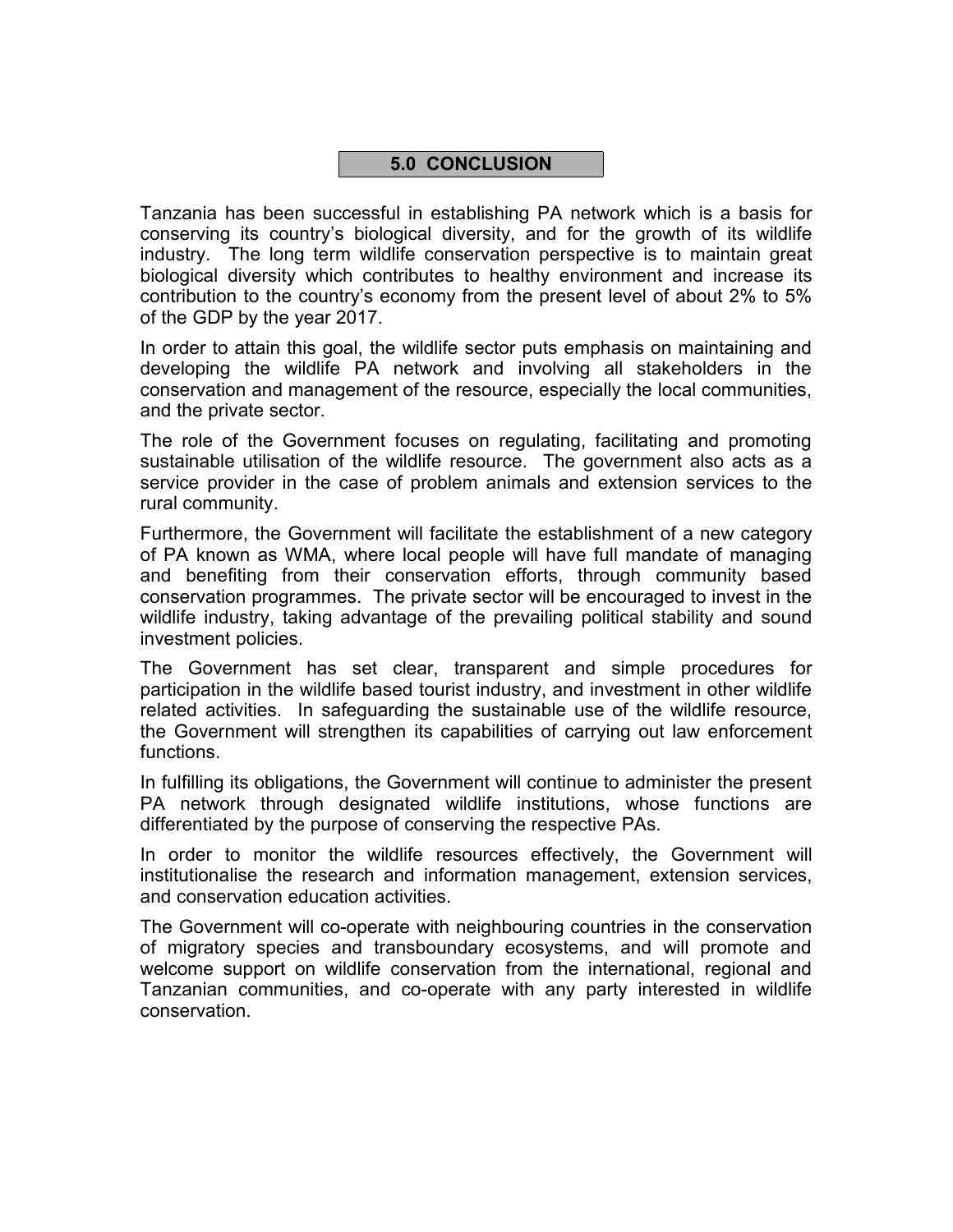## 5.0 CONCLUSION

Tanzania has been successful in establishing PA network which is a basis for conserving its country's biological diversity, and for the growth of its wildlife industry. The long term wildlife conservation perspective is to maintain great biological diversity which contributes to healthy environment and increase its contribution to the country's economy from the present level of about 2% to 5% of the GDP by the year 2017.

In order to attain this goal, the wildlife sector puts emphasis on maintaining and developing the wildlife PA network and involving all stakeholders in the conservation and management of the resource, especially the local communities, and the private sector.

The role of the Government focuses on regulating, facilitating and promoting sustainable utilisation of the wildlife resource. The government also acts as a service provider in the case of problem animals and extension services to the rural community.

Furthermore, the Government will facilitate the establishment of a new category of PA known as WMA, where local people will have full mandate of managing and benefiting from their conservation efforts, through community based conservation programmes. The private sector will be encouraged to invest in the wildlife industry, taking advantage of the prevailing political stability and sound investment policies.

The Government has set clear, transparent and simple procedures for participation in the wildlife based tourist industry, and investment in other wildlife related activities. In safeguarding the sustainable use of the wildlife resource, the Government will strengthen its capabilities of carrying out law enforcement functions.

In fulfilling its obligations, the Government will continue to administer the present PA network through designated wildlife institutions, whose functions are differentiated by the purpose of conserving the respective PAs.

In order to monitor the wildlife resources effectively, the Government will institutionalise the research and information management, extension services, and conservation education activities.

The Government will co-operate with neighbouring countries in the conservation of migratory species and transboundary ecosystems, and will promote and welcome support on wildlife conservation from the international, regional and Tanzanian communities, and co-operate with any party interested in wildlife conservation.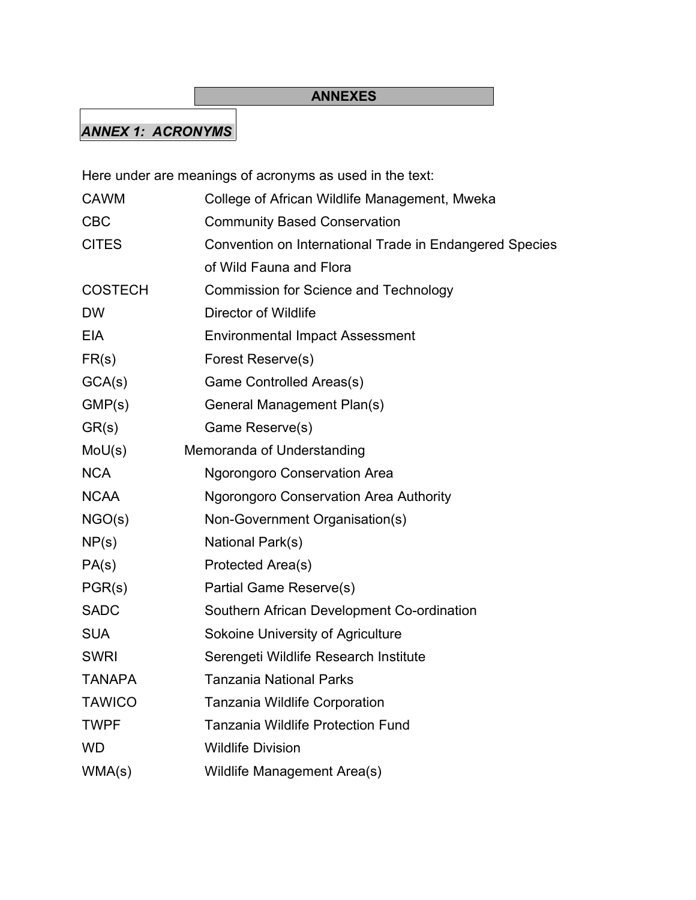# ANNEXES

## *ANNEX 1: ACRONYMS*

Here under are meanings of acronyms as used in the text:

| | |
|---|---|
| CAWM | College of African Wildlife Management, Mweka |
| CBC | Community Based Conservation |
| CITES | Convention on International Trade in Endangered Species of Wild Fauna and Flora |
| COSTECH | Commission for Science and Technology |
| DW | Director of Wildlife |
| EIA | Environmental Impact Assessment |
| FR(s) | Forest Reserve(s) |
| GCA(s) | Game Controlled Areas(s) |
| GMP(s) | General Management Plan(s) |
| GR(s) | Game Reserve(s) |
| MoU(s) | Memoranda of Understanding |
| NCA | Ngorongoro Conservation Area |
| NCAA | Ngorongoro Conservation Area Authority |
| NGO(s) | Non-Government Organisation(s) |
| NP(s) | National Park(s) |
| PA(s) | Protected Area(s) |
| PGR(s) | Partial Game Reserve(s) |
| SADC | Southern African Development Co-ordination |
| SUA | Sokoine University of Agriculture |
| SWRI | Serengeti Wildlife Research Institute |
| TANAPA | Tanzania National Parks |
| TAWICO | Tanzania Wildlife Corporation |
| TWPF | Tanzania Wildlife Protection Fund |
| WD | Wildlife Division |
| WMA(s) | Wildlife Management Area(s) |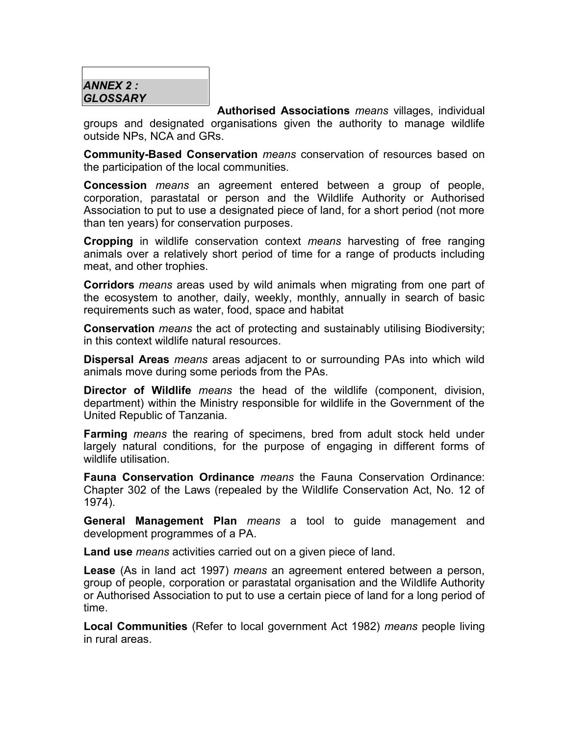## *ANNEX 2 : GLOSSARY*

**Authorised Associations** *means* villages, individual groups and designated organisations given the authority to manage wildlife outside NPs, NCA and GRs.

**Community-Based Conservation** *means* conservation of resources based on the participation of the local communities.

**Concession** *means* an agreement entered between a group of people, corporation, parastatal or person and the Wildlife Authority or Authorised Association to put to use a designated piece of land, for a short period (not more than ten years) for conservation purposes.

**Cropping** in wildlife conservation context *means* harvesting of free ranging animals over a relatively short period of time for a range of products including meat, and other trophies.

**Corridors** *means* areas used by wild animals when migrating from one part of the ecosystem to another, daily, weekly, monthly, annually in search of basic requirements such as water, food, space and habitat

**Conservation** *means* the act of protecting and sustainably utilising Biodiversity; in this context wildlife natural resources.

**Dispersal Areas** *means* areas adjacent to or surrounding PAs into which wild animals move during some periods from the PAs.

**Director of Wildlife** *means* the head of the wildlife (component, division, department) within the Ministry responsible for wildlife in the Government of the United Republic of Tanzania.

**Farming** *means* the rearing of specimens, bred from adult stock held under largely natural conditions, for the purpose of engaging in different forms of wildlife utilisation.

**Fauna Conservation Ordinance** *means* the Fauna Conservation Ordinance: Chapter 302 of the Laws (repealed by the Wildlife Conservation Act, No. 12 of 1974).

**General Management Plan** *means* a tool to guide management and development programmes of a PA.

**Land use** *means* activities carried out on a given piece of land.

**Lease** (As in land act 1997) *means* an agreement entered between a person, group of people, corporation or parastatal organisation and the Wildlife Authority or Authorised Association to put to use a certain piece of land for a long period of time.

**Local Communities** (Refer to local government Act 1982) *means* people living in rural areas.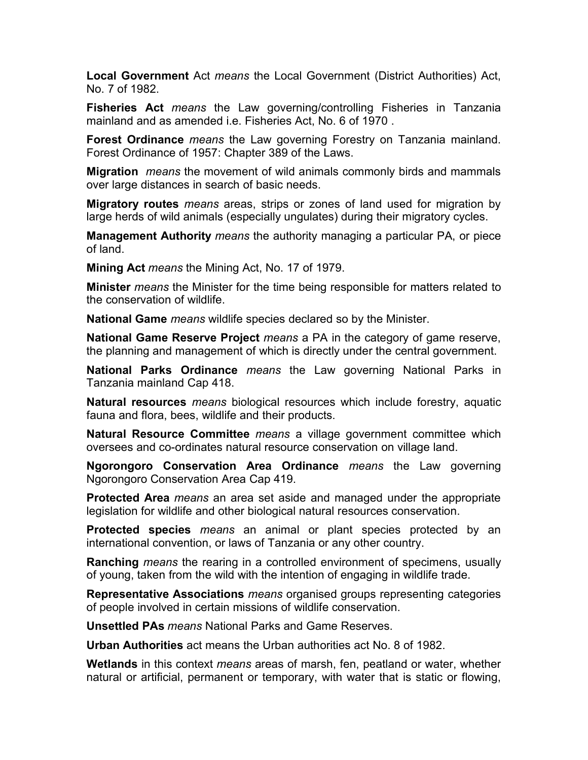**Local Government** Act *means* the Local Government (District Authorities) Act, No. 7 of 1982.

**Fisheries Act** *means* the Law governing/controlling Fisheries in Tanzania mainland and as amended i.e. Fisheries Act, No. 6 of 1970 .

**Forest Ordinance** *means* the Law governing Forestry on Tanzania mainland. Forest Ordinance of 1957: Chapter 389 of the Laws.

**Migration** *means* the movement of wild animals commonly birds and mammals over large distances in search of basic needs.

**Migratory routes** *means* areas, strips or zones of land used for migration by large herds of wild animals (especially ungulates) during their migratory cycles.

**Management Authority** *means* the authority managing a particular PA, or piece of land.

**Mining Act** *means* the Mining Act, No. 17 of 1979.

**Minister** *means* the Minister for the time being responsible for matters related to the conservation of wildlife.

**National Game** *means* wildlife species declared so by the Minister.

**National Game Reserve Project** *means* a PA in the category of game reserve, the planning and management of which is directly under the central government.

**National Parks Ordinance** *means* the Law governing National Parks in Tanzania mainland Cap 418.

**Natural resources** *means* biological resources which include forestry, aquatic fauna and flora, bees, wildlife and their products.

**Natural Resource Committee** *means* a village government committee which oversees and co-ordinates natural resource conservation on village land.

**Ngorongoro Conservation Area Ordinance** *means* the Law governing Ngorongoro Conservation Area Cap 419.

**Protected Area** *means* an area set aside and managed under the appropriate legislation for wildlife and other biological natural resources conservation.

**Protected species** *means* an animal or plant species protected by an international convention, or laws of Tanzania or any other country.

**Ranching** *means* the rearing in a controlled environment of specimens, usually of young, taken from the wild with the intention of engaging in wildlife trade.

**Representative Associations** *means* organised groups representing categories of people involved in certain missions of wildlife conservation.

**Unsettled PAs** *means* National Parks and Game Reserves.

**Urban Authorities** act means the Urban authorities act No. 8 of 1982.

**Wetlands** in this context *means* areas of marsh, fen, peatland or water, whether natural or artificial, permanent or temporary, with water that is static or flowing,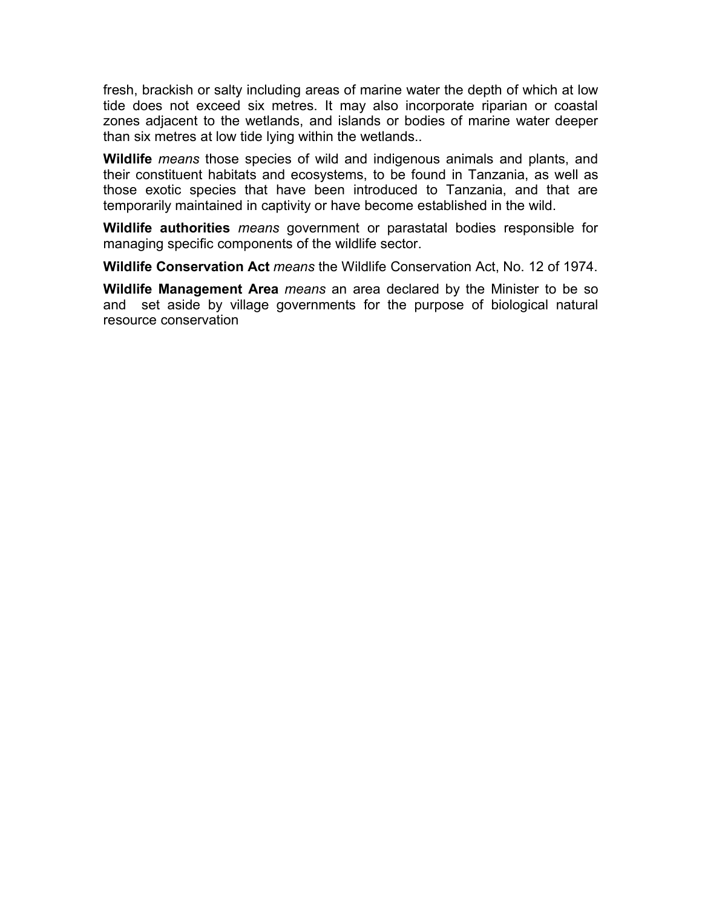fresh, brackish or salty including areas of marine water the depth of which at low tide does not exceed six metres. It may also incorporate riparian or coastal zones adjacent to the wetlands, and islands or bodies of marine water deeper than six metres at low tide lying within the wetlands..

**Wildlife** *means* those species of wild and indigenous animals and plants, and their constituent habitats and ecosystems, to be found in Tanzania, as well as those exotic species that have been introduced to Tanzania, and that are temporarily maintained in captivity or have become established in the wild.

**Wildlife authorities** *means* government or parastatal bodies responsible for managing specific components of the wildlife sector.

**Wildlife Conservation Act** *means* the Wildlife Conservation Act, No. 12 of 1974.

**Wildlife Management Area** *means* an area declared by the Minister to be so and set aside by village governments for the purpose of biological natural resource conservation